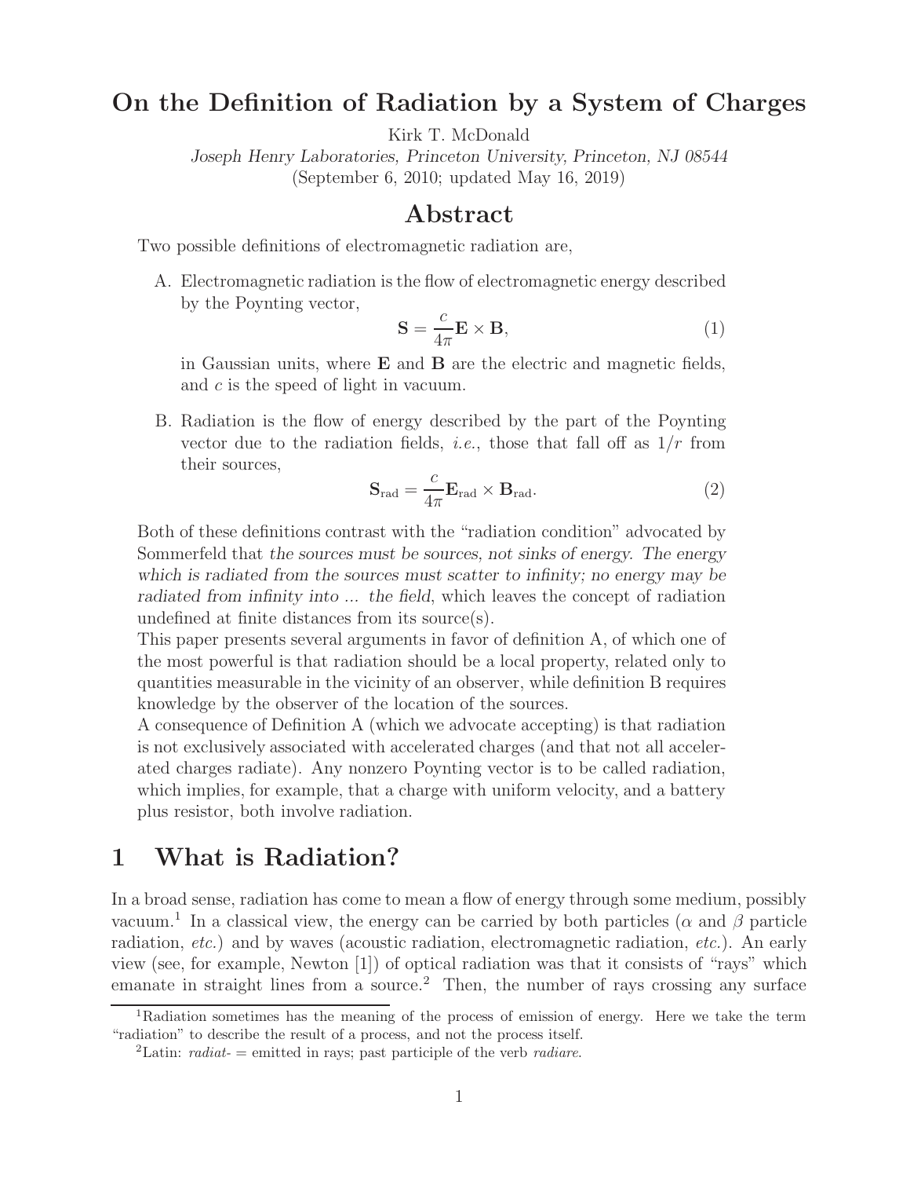# On the Definition of Radiation by a System of Charges

Kirk T. McDonald

*Joseph Henry Laboratories, Princeton University, Princeton, NJ 08544*

(September 6, 2010; updated May 16, 2019)

## Abstract

Two possible definitions of electromagnetic radiation are,

A. Electromagnetic radiation is the flow of electromagnetic energy described by the Poynting vector,

$$\mathbf{S} = \frac{c}{4\pi} \mathbf{E} \times \mathbf{B}, \tag{1}$$

in Gaussian units, where $\mathbf{E}$ and $\mathbf{B}$ are the electric and magnetic fields, and $c$ is the speed of light in vacuum.

B. Radiation is the flow of energy described by the part of the Poynting vector due to the radiation fields, *i.e.*, those that fall off as $1/r$ from their sources,

$$\mathbf{S}_{\rm rad} = \frac{c}{4\pi} \mathbf{E}_{\rm rad} \times \mathbf{B}_{\rm rad}. \tag{2}$$

Both of these definitions contrast with the "radiation condition" advocated by Sommerfeld that *the sources must be sources, not sinks of energy. The energy which is radiated from the sources must scatter to infinity; no energy may be radiated from infinity into ... the field*, which leaves the concept of radiation undefined at finite distances from its source(s).

This paper presents several arguments in favor of definition A, of which one of the most powerful is that radiation should be a local property, related only to quantities measurable in the vicinity of an observer, while definition B requires knowledge by the observer of the location of the sources.

A consequence of Definition A (which we advocate accepting) is that radiation is not exclusively associated with accelerated charges (and that not all accelerated charges radiate). Any nonzero Poynting vector is to be called radiation, which implies, for example, that a charge with uniform velocity, and a battery plus resistor, both involve radiation.

## 1 What is Radiation?

In a broad sense, radiation has come to mean a flow of energy through some medium, possibly vacuum.[1] In a classical view, the energy can be carried by both particles ($\alpha$ and $\beta$ particle radiation, *etc.*) and by waves (acoustic radiation, electromagnetic radiation, *etc.*). An early view (see, for example, Newton [1]) of optical radiation was that it consists of "rays" which emanate in straight lines from a source.[2] Then, the number of rays crossing any surface

[1] Radiation sometimes has the meaning of the process of emission of energy. Here we take the term "radiation" to describe the result of a process, and not the process itself.

[2] Latin: *radiat-* = emitted in rays; past participle of the verb *radiare*.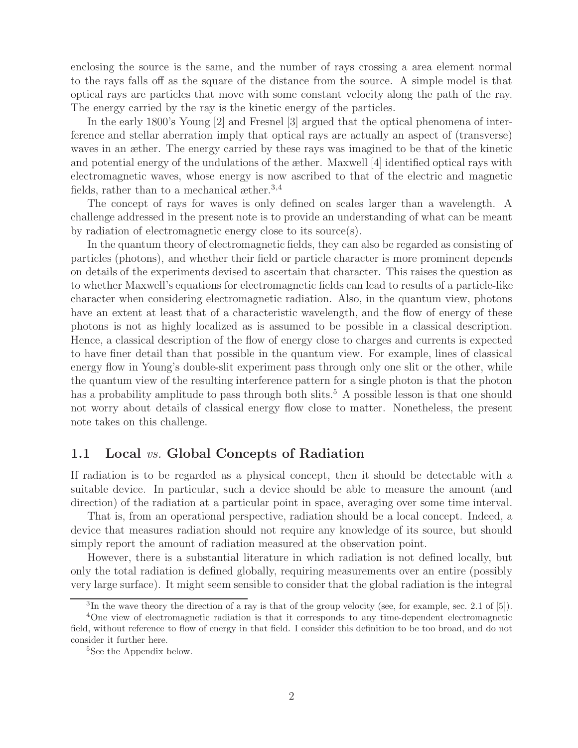enclosing the source is the same, and the number of rays crossing a area element normal to the rays falls off as the square of the distance from the source. A simple model is that optical rays are particles that move with some constant velocity along the path of the ray. The energy carried by the ray is the kinetic energy of the particles.

In the early 1800's Young [2] and Fresnel [3] argued that the optical phenomena of interference and stellar aberration imply that optical rays are actually an aspect of (transverse) waves in an æther. The energy carried by these rays was imagined to be that of the kinetic and potential energy of the undulations of the æther. Maxwell [4] identified optical rays with electromagnetic waves, whose energy is now ascribed to that of the electric and magnetic fields, rather than to a mechanical æther.[3,4]

The concept of rays for waves is only defined on scales larger than a wavelength. A challenge addressed in the present note is to provide an understanding of what can be meant by radiation of electromagnetic energy close to its source(s).

In the quantum theory of electromagnetic fields, they can also be regarded as consisting of particles (photons), and whether their field or particle character is more prominent depends on details of the experiments devised to ascertain that character. This raises the question as to whether Maxwell's equations for electromagnetic fields can lead to results of a particle-like character when considering electromagnetic radiation. Also, in the quantum view, photons have an extent at least that of a characteristic wavelength, and the flow of energy of these photons is not as highly localized as is assumed to be possible in a classical description. Hence, a classical description of the flow of energy close to charges and currents is expected to have finer detail than that possible in the quantum view. For example, lines of classical energy flow in Young's double-slit experiment pass through only one slit or the other, while the quantum view of the resulting interference pattern for a single photon is that the photon has a probability amplitude to pass through both slits.[5] A possible lesson is that one should not worry about details of classical energy flow close to matter. Nonetheless, the present note takes on this challenge.

## 1.1 Local *vs.* Global Concepts of Radiation

If radiation is to be regarded as a physical concept, then it should be detectable with a suitable device. In particular, such a device should be able to measure the amount (and direction) of the radiation at a particular point in space, averaging over some time interval.

That is, from an operational perspective, radiation should be a local concept. Indeed, a device that measures radiation should not require any knowledge of its source, but should simply report the amount of radiation measured at the observation point.

However, there is a substantial literature in which radiation is not defined locally, but only the total radiation is defined globally, requiring measurements over an entire (possibly very large surface). It might seem sensible to consider that the global radiation is the integral

[3]In the wave theory the direction of a ray is that of the group velocity (see, for example, sec. 2.1 of [5]).

[4]One view of electromagnetic radiation is that it corresponds to any time-dependent electromagnetic field, without reference to flow of energy in that field. I consider this definition to be too broad, and do not consider it further here.

[5]See the Appendix below.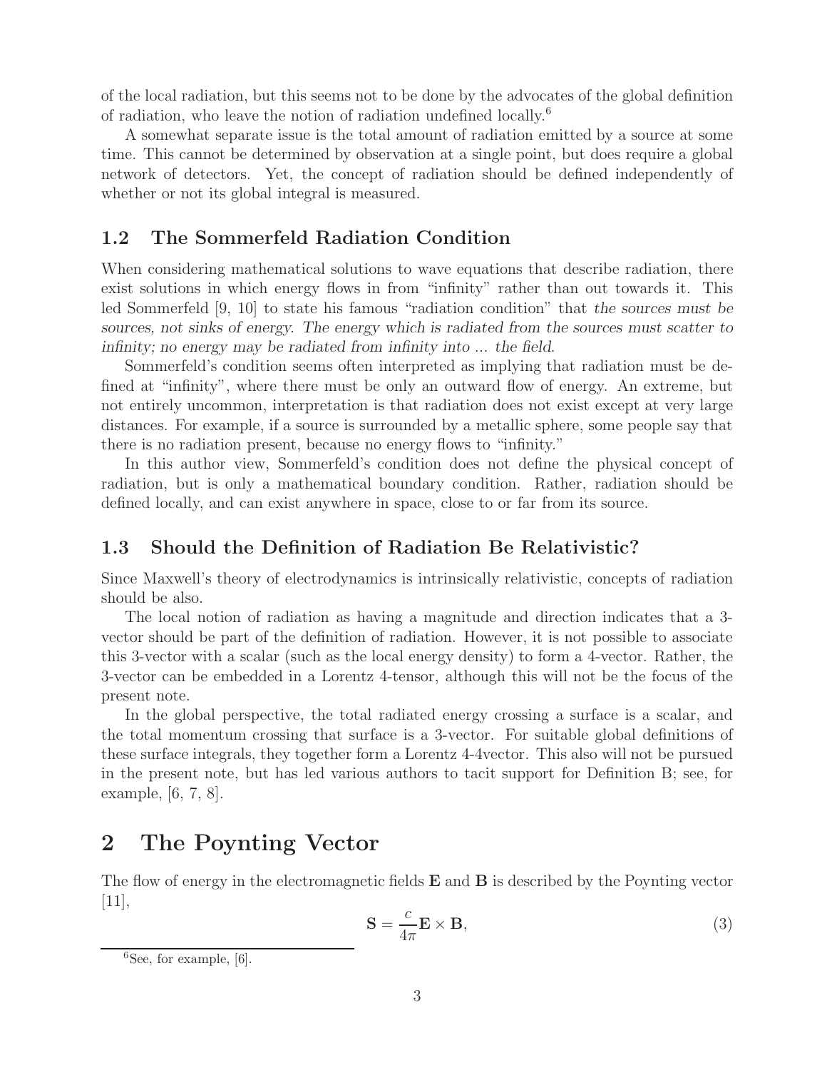of the local radiation, but this seems not to be done by the advocates of the global definition of radiation, who leave the notion of radiation undefined locally.[6]

A somewhat separate issue is the total amount of radiation emitted by a source at some time. This cannot be determined by observation at a single point, but does require a global network of detectors. Yet, the concept of radiation should be defined independently of whether or not its global integral is measured.

## 1.2 The Sommerfeld Radiation Condition

When considering mathematical solutions to wave equations that describe radiation, there exist solutions in which energy flows in from "infinity" rather than out towards it. This led Sommerfeld [9, 10] to state his famous "radiation condition" that *the sources must be sources, not sinks of energy. The energy which is radiated from the sources must scatter to infinity; no energy may be radiated from infinity into ... the field.*

Sommerfeld's condition seems often interpreted as implying that radiation must be defined at "infinity", where there must be only an outward flow of energy. An extreme, but not entirely uncommon, interpretation is that radiation does not exist except at very large distances. For example, if a source is surrounded by a metallic sphere, some people say that there is no radiation present, because no energy flows to "infinity."

In this author view, Sommerfeld's condition does not define the physical concept of radiation, but is only a mathematical boundary condition. Rather, radiation should be defined locally, and can exist anywhere in space, close to or far from its source.

## 1.3 Should the Definition of Radiation Be Relativistic?

Since Maxwell's theory of electrodynamics is intrinsically relativistic, concepts of radiation should be also.

The local notion of radiation as having a magnitude and direction indicates that a 3-vector should be part of the definition of radiation. However, it is not possible to associate this 3-vector with a scalar (such as the local energy density) to form a 4-vector. Rather, the 3-vector can be embedded in a Lorentz 4-tensor, although this will not be the focus of the present note.

In the global perspective, the total radiated energy crossing a surface is a scalar, and the total momentum crossing that surface is a 3-vector. For suitable global definitions of these surface integrals, they together form a Lorentz 4-4vector. This also will not be pursued in the present note, but has led various authors to tacit support for Definition B; see, for example, [6, 7, 8].

# 2 The Poynting Vector

The flow of energy in the electromagnetic fields $\mathbf{E}$ and $\mathbf{B}$ is described by the Poynting vector [11],

$$\mathbf{S} = \frac{c}{4\pi}\mathbf{E} \times \mathbf{B}, \tag{3}$$

[6] See, for example, [6].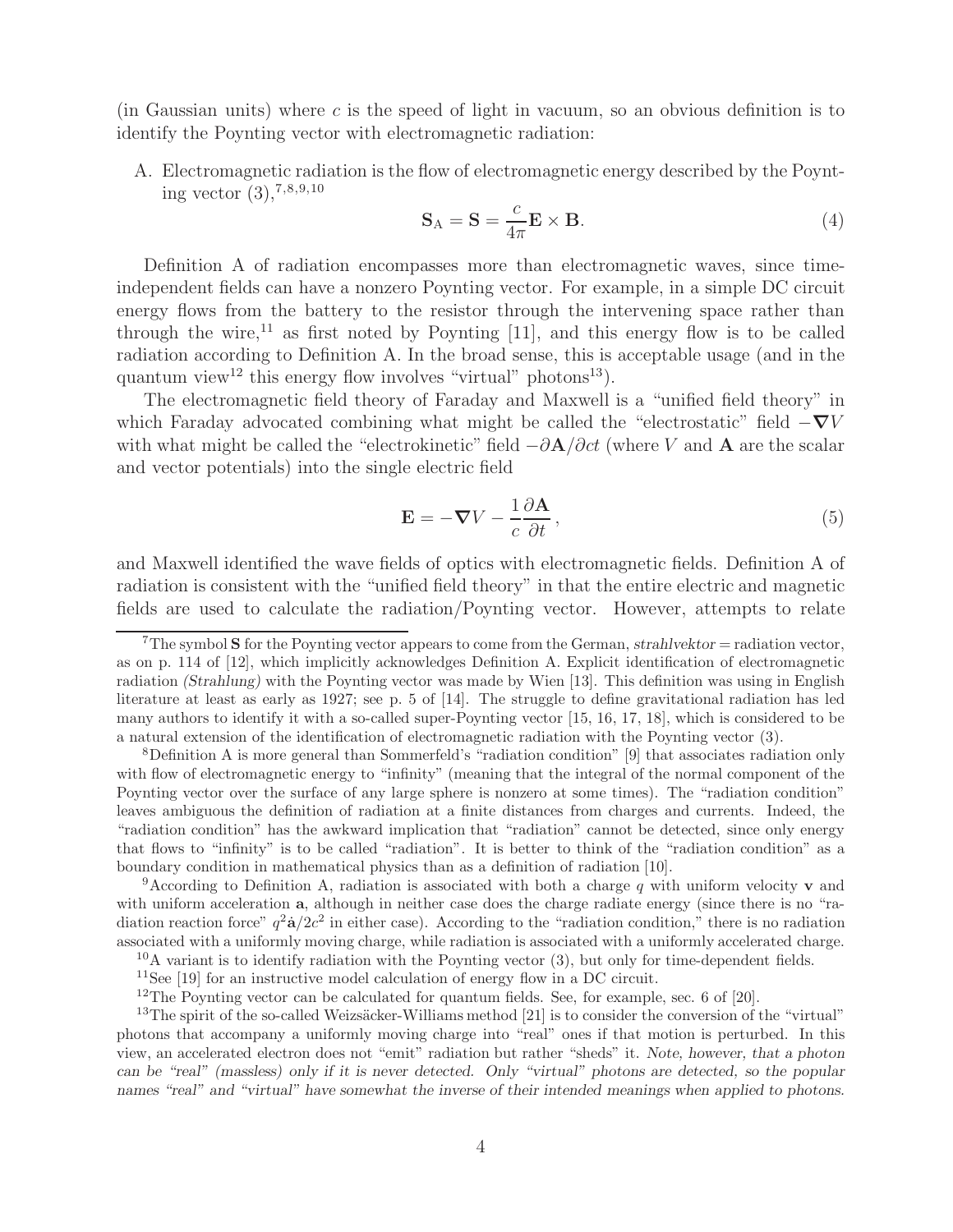(in Gaussian units) where $c$ is the speed of light in vacuum, so an obvious definition is to identify the Poynting vector with electromagnetic radiation:

A. Electromagnetic radiation is the flow of electromagnetic energy described by the Poynting vector (3),[7,8,9,10]

$$\mathbf{S}_{\rm A} = \mathbf{S} = \frac{c}{4\pi}\mathbf{E} \times \mathbf{B}. \tag{4}$$

Definition A of radiation encompasses more than electromagnetic waves, since time-independent fields can have a nonzero Poynting vector. For example, in a simple DC circuit energy flows from the battery to the resistor through the intervening space rather than through the wire,[11] as first noted by Poynting [11], and this energy flow is to be called radiation according to Definition A. In the broad sense, this is acceptable usage (and in the quantum view[12] this energy flow involves "virtual" photons[13]).

The electromagnetic field theory of Faraday and Maxwell is a "unified field theory" in which Faraday advocated combining what might be called the "electrostatic" field $-\boldsymbol{\nabla} V$ with what might be called the "electrokinetic" field $-\partial \mathbf{A}/\partial ct$ (where $V$ and $\mathbf{A}$ are the scalar and vector potentials) into the single electric field

$$\mathbf{E} = -\boldsymbol{\nabla} V - \frac{1}{c}\frac{\partial \mathbf{A}}{\partial t}\,, \tag{5}$$

and Maxwell identified the wave fields of optics with electromagnetic fields. Definition A of radiation is consistent with the "unified field theory" in that the entire electric and magnetic fields are used to calculate the radiation/Poynting vector. However, attempts to relate

---

[7] The symbol $\mathbf{S}$ for the Poynting vector appears to come from the German, *strahlvektor* = radiation vector, as on p. 114 of [12], which implicitly acknowledges Definition A. Explicit identification of electromagnetic radiation *(Strahlung)* with the Poynting vector was made by Wien [13]. This definition was using in English literature at least as early as 1927; see p. 5 of [14]. The struggle to define gravitational radiation has led many authors to identify it with a so-called super-Poynting vector [15, 16, 17, 18], which is considered to be a natural extension of the identification of electromagnetic radiation with the Poynting vector (3).

[8] Definition A is more general than Sommerfeld's "radiation condition" [9] that associates radiation only with flow of electromagnetic energy to "infinity" (meaning that the integral of the normal component of the Poynting vector over the surface of any large sphere is nonzero at some times). The "radiation condition" leaves ambiguous the definition of radiation at a finite distances from charges and currents. Indeed, the "radiation condition" has the awkward implication that "radiation" cannot be detected, since only energy that flows to "infinity" is to be called "radiation". It is better to think of the "radiation condition" as a boundary condition in mathematical physics than as a definition of radiation [10].

[9] According to Definition A, radiation is associated with both a charge $q$ with uniform velocity $\mathbf{v}$ and with uniform acceleration $\mathbf{a}$, although in neither case does the charge radiate energy (since there is no "radiation reaction force" $q^2\dot{\mathbf{a}}/2c^2$ in either case). According to the "radiation condition," there is no radiation associated with a uniformly moving charge, while radiation is associated with a uniformly accelerated charge.

[10] A variant is to identify radiation with the Poynting vector (3), but only for time-dependent fields.

[11] See [19] for an instructive model calculation of energy flow in a DC circuit.

[12] The Poynting vector can be calculated for quantum fields. See, for example, sec. 6 of [20].

[13] The spirit of the so-called Weizsäcker-Williams method [21] is to consider the conversion of the "virtual" photons that accompany a uniformly moving charge into "real" ones if that motion is perturbed. In this view, an accelerated electron does not "emit" radiation but rather "sheds" it. *Note, however, that a photon can be "real" (massless) only if it is never detected. Only "virtual" photons are detected, so the popular names "real" and "virtual" have somewhat the inverse of their intended meanings when applied to photons.*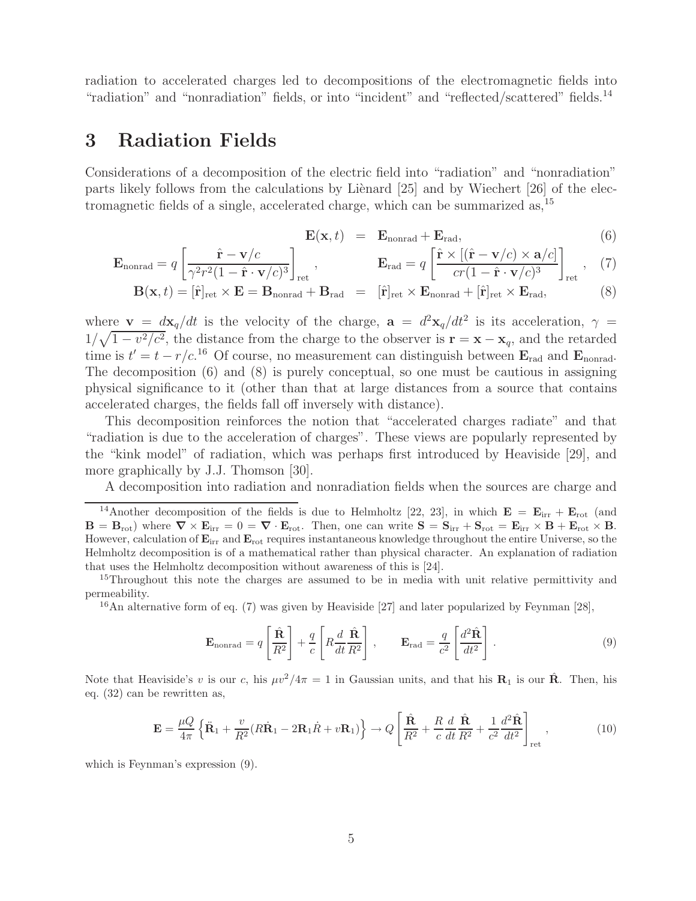radiation to accelerated charges led to decompositions of the electromagnetic fields into "radiation" and "nonradiation" fields, or into "incident" and "reflected/scattered" fields.[14]

# 3 Radiation Fields

Considerations of a decomposition of the electric field into "radiation" and "nonradiation" parts likely follows from the calculations by Liènard [25] and by Wiechert [26] of the electromagnetic fields of a single, accelerated charge, which can be summarized as,[15]

$$\mathbf{E}(\mathbf{x}, t) = \mathbf{E}_{\rm nonrad} + \mathbf{E}_{\rm rad}, \tag{6}$$

$$\mathbf{E}_{\rm nonrad} = q\left[\frac{\hat{\mathbf{r}} - \mathbf{v}/c}{\gamma^2 r^2 (1 - \hat{\mathbf{r}}\cdot\mathbf{v}/c)^3}\right]_{\rm ret}, \qquad \mathbf{E}_{\rm rad} = q\left[\frac{\hat{\mathbf{r}} \times [(\hat{\mathbf{r}} - \mathbf{v}/c)\times \mathbf{a}/c]}{cr(1 - \hat{\mathbf{r}}\cdot\mathbf{v}/c)^3}\right]_{\rm ret}, \tag{7}$$

$$\mathbf{B}(\mathbf{x}, t) = [\hat{\mathbf{r}}]_{\rm ret} \times \mathbf{E} = \mathbf{B}_{\rm nonrad} + \mathbf{B}_{\rm rad} = [\hat{\mathbf{r}}]_{\rm ret} \times \mathbf{E}_{\rm nonrad} + [\hat{\mathbf{r}}]_{\rm ret} \times \mathbf{E}_{\rm rad}, \tag{8}$$

where $\mathbf{v} = d\mathbf{x}_q/dt$ is the velocity of the charge, $\mathbf{a} = d^2\mathbf{x}_q/dt^2$ is its acceleration, $\gamma = 1/\sqrt{1 - v^2/c^2}$, the distance from the charge to the observer is $\mathbf{r} = \mathbf{x} - \mathbf{x}_q$, and the retarded time is $t' = t - r/c$.[16] Of course, no measurement can distinguish between $\mathbf{E}_{\rm rad}$ and $\mathbf{E}_{\rm nonrad}$. The decomposition (6) and (8) is purely conceptual, so one must be cautious in assigning physical significance to it (other than that at large distances from a source that contains accelerated charges, the fields fall off inversely with distance).

This decomposition reinforces the notion that "accelerated charges radiate" and that "radiation is due to the acceleration of charges". These views are popularly represented by the "kink model" of radiation, which was perhaps first introduced by Heaviside [29], and more graphically by J.J. Thomson [30].

A decomposition into radiation and nonradiation fields when the sources are charge and

---

[14] Another decomposition of the fields is due to Helmholtz [22, 23], in which $\mathbf{E} = \mathbf{E}_{\rm irr} + \mathbf{E}_{\rm rot}$ (and $\mathbf{B} = \mathbf{B}_{\rm rot}$) where $\boldsymbol{\nabla}\times\mathbf{E}_{\rm irr} = 0 = \boldsymbol{\nabla}\cdot\mathbf{E}_{\rm rot}$. Then, one can write $\mathbf{S} = \mathbf{S}_{\rm irr} + \mathbf{S}_{\rm rot} = \mathbf{E}_{\rm irr}\times\mathbf{B} + \mathbf{E}_{\rm rot}\times\mathbf{B}$. However, calculation of $\mathbf{E}_{\rm irr}$ and $\mathbf{E}_{\rm rot}$ requires instantaneous knowledge throughout the entire Universe, so the Helmholtz decomposition is of a mathematical rather than physical character. An explanation of radiation that uses the Helmholtz decomposition without awareness of this is [24].

[15] Throughout this note the charges are assumed to be in media with unit relative permittivity and permeability.

[16] An alternative form of eq. (7) was given by Heaviside [27] and later popularized by Feynman [28],

$$\mathbf{E}_{\rm nonrad} = q\left[\frac{\hat{\mathbf{R}}}{R^2}\right] + \frac{q}{c}\left[R\frac{d}{dt}\frac{\hat{\mathbf{R}}}{R^2}\right], \qquad \mathbf{E}_{\rm rad} = \frac{q}{c^2}\left[\frac{d^2\hat{\mathbf{R}}}{dt^2}\right]. \tag{9}$$

Note that Heaviside's $v$ is our $c$, his $\mu v^2/4\pi = 1$ in Gaussian units, and that his $\mathbf{R}_1$ is our $\hat{\mathbf{R}}$. Then, his eq. (32) can be rewritten as,

$$\mathbf{E} = \frac{\mu Q}{4\pi}\left\{\ddot{\mathbf{R}}_1 + \frac{v}{R^2}(R\dot{\mathbf{R}}_1 - 2\mathbf{R}_1\dot{R} + v\mathbf{R}_1)\right\} \to Q\left[\frac{\hat{\mathbf{R}}}{R^2} + \frac{R}{c}\frac{d}{dt}\frac{\hat{\mathbf{R}}}{R^2} + \frac{1}{c^2}\frac{d^2\hat{\mathbf{R}}}{dt^2}\right]_{\rm ret}, \tag{10}$$

which is Feynman's expression (9).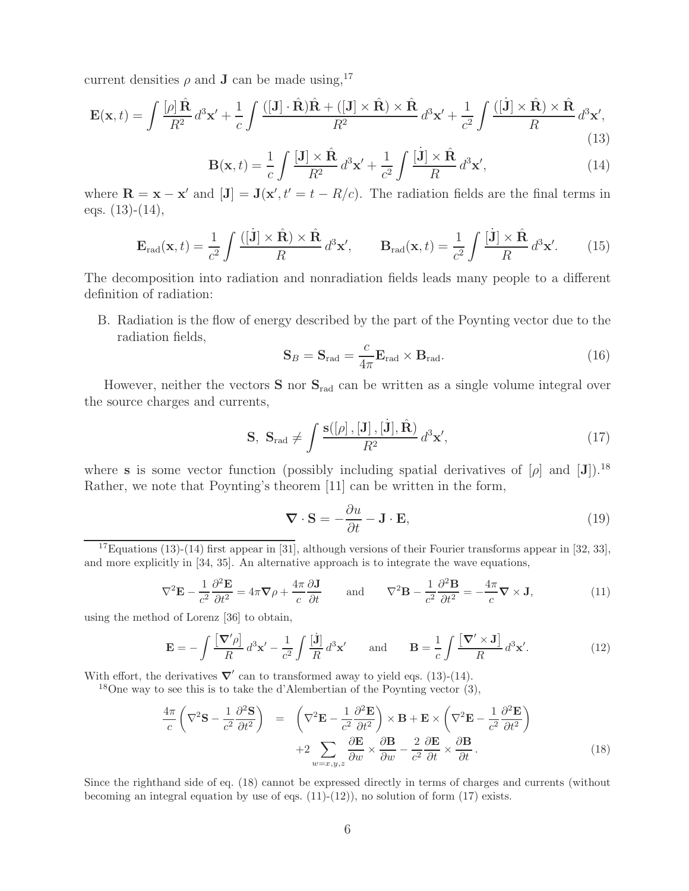current densities $\rho$ and $\mathbf{J}$ can be made using,[17]

$$\mathbf{E}(\mathbf{x},t) = \int \frac{[\rho]\,\hat{\mathbf{R}}}{R^2}\,d^3\mathbf{x}' + \frac{1}{c}\int \frac{([\mathbf{J}]\cdot\hat{\mathbf{R}})\hat{\mathbf{R}} + ([\mathbf{J}]\times\hat{\mathbf{R}})\times\hat{\mathbf{R}}}{R^2}\,d^3\mathbf{x}' + \frac{1}{c^2}\int \frac{([\dot{\mathbf{J}}]\times\hat{\mathbf{R}})\times\hat{\mathbf{R}}}{R}\,d^3\mathbf{x}', \tag{13}$$

$$\mathbf{B}(\mathbf{x},t) = \frac{1}{c}\int \frac{[\mathbf{J}]\times\hat{\mathbf{R}}}{R^2}\,d^3\mathbf{x}' + \frac{1}{c^2}\int \frac{[\dot{\mathbf{J}}]\times\hat{\mathbf{R}}}{R}\,d^3\mathbf{x}', \tag{14}$$

where $\mathbf{R} = \mathbf{x} - \mathbf{x}'$ and $[\mathbf{J}] = \mathbf{J}(\mathbf{x}', t' = t - R/c)$. The radiation fields are the final terms in eqs. (13)-(14),

$$\mathbf{E}_{\rm rad}(\mathbf{x},t) = \frac{1}{c^2}\int \frac{([\dot{\mathbf{J}}]\times\hat{\mathbf{R}})\times\hat{\mathbf{R}}}{R}\,d^3\mathbf{x}', \qquad \mathbf{B}_{\rm rad}(\mathbf{x},t) = \frac{1}{c^2}\int \frac{[\dot{\mathbf{J}}]\times\hat{\mathbf{R}}}{R}\,d^3\mathbf{x}'. \tag{15}$$

The decomposition into radiation and nonradiation fields leads many people to a different definition of radiation:

B. Radiation is the flow of energy described by the part of the Poynting vector due to the radiation fields,

$$\mathbf{S}_B = \mathbf{S}_{\rm rad} = \frac{c}{4\pi}\mathbf{E}_{\rm rad}\times\mathbf{B}_{\rm rad}. \tag{16}$$

However, neither the vectors $\mathbf{S}$ nor $\mathbf{S}_{\rm rad}$ can be written as a single volume integral over the source charges and currents,

$$\mathbf{S},\ \mathbf{S}_{\rm rad} \neq \int \frac{\mathbf{s}([\rho]\,,[\mathbf{J}]\,,[\dot{\mathbf{J}}],\hat{\mathbf{R}})}{R^2}\,d^3\mathbf{x}', \tag{17}$$

where $\mathbf{s}$ is some vector function (possibly including spatial derivatives of $[\rho]$ and $[\mathbf{J}]$).[18] Rather, we note that Poynting's theorem [11] can be written in the form,

$$\boldsymbol{\nabla}\cdot\mathbf{S} = -\frac{\partial u}{\partial t} - \mathbf{J}\cdot\mathbf{E}, \tag{19}$$

---

[17] Equations (13)-(14) first appear in [31], although versions of their Fourier transforms appear in [32, 33], and more explicitly in [34, 35]. An alternative approach is to integrate the wave equations,

$$\nabla^2\mathbf{E} - \frac{1}{c^2}\frac{\partial^2\mathbf{E}}{\partial t^2} = 4\pi\boldsymbol{\nabla}\rho + \frac{4\pi}{c}\frac{\partial\mathbf{J}}{\partial t} \qquad \text{and} \qquad \nabla^2\mathbf{B} - \frac{1}{c^2}\frac{\partial^2\mathbf{B}}{\partial t^2} = -\frac{4\pi}{c}\boldsymbol{\nabla}\times\mathbf{J}, \tag{11}$$

using the method of Lorenz [36] to obtain,

$$\mathbf{E} = -\int \frac{[\boldsymbol{\nabla}'\rho]}{R}\,d^3\mathbf{x}' - \frac{1}{c^2}\int \frac{[\dot{\mathbf{J}}]}{R}\,d^3\mathbf{x}' \qquad \text{and} \qquad \mathbf{B} = \frac{1}{c}\int \frac{[\boldsymbol{\nabla}'\times\mathbf{J}]}{R}\,d^3\mathbf{x}'. \tag{12}$$

With effort, the derivatives $\boldsymbol{\nabla}'$ can to transformed away to yield eqs. (13)-(14).

[18] One way to see this is to take the d'Alembertian of the Poynting vector (3),

$$\begin{aligned}\frac{4\pi}{c}\left(\nabla^2\mathbf{S} - \frac{1}{c^2}\frac{\partial^2\mathbf{S}}{\partial t^2}\right) &= \left(\nabla^2\mathbf{E} - \frac{1}{c^2}\frac{\partial^2\mathbf{E}}{\partial t^2}\right)\times\mathbf{B} + \mathbf{E}\times\left(\nabla^2\mathbf{E} - \frac{1}{c^2}\frac{\partial^2\mathbf{E}}{\partial t^2}\right) \\ &\quad + 2\sum_{w=x,y,z}\frac{\partial\mathbf{E}}{\partial w}\times\frac{\partial\mathbf{B}}{\partial w} - \frac{2}{c^2}\frac{\partial\mathbf{E}}{\partial t}\times\frac{\partial\mathbf{B}}{\partial t}.\end{aligned} \tag{18}$$

Since the righthand side of eq. (18) cannot be expressed directly in terms of charges and currents (without becoming an integral equation by use of eqs. (11)-(12)), no solution of form (17) exists.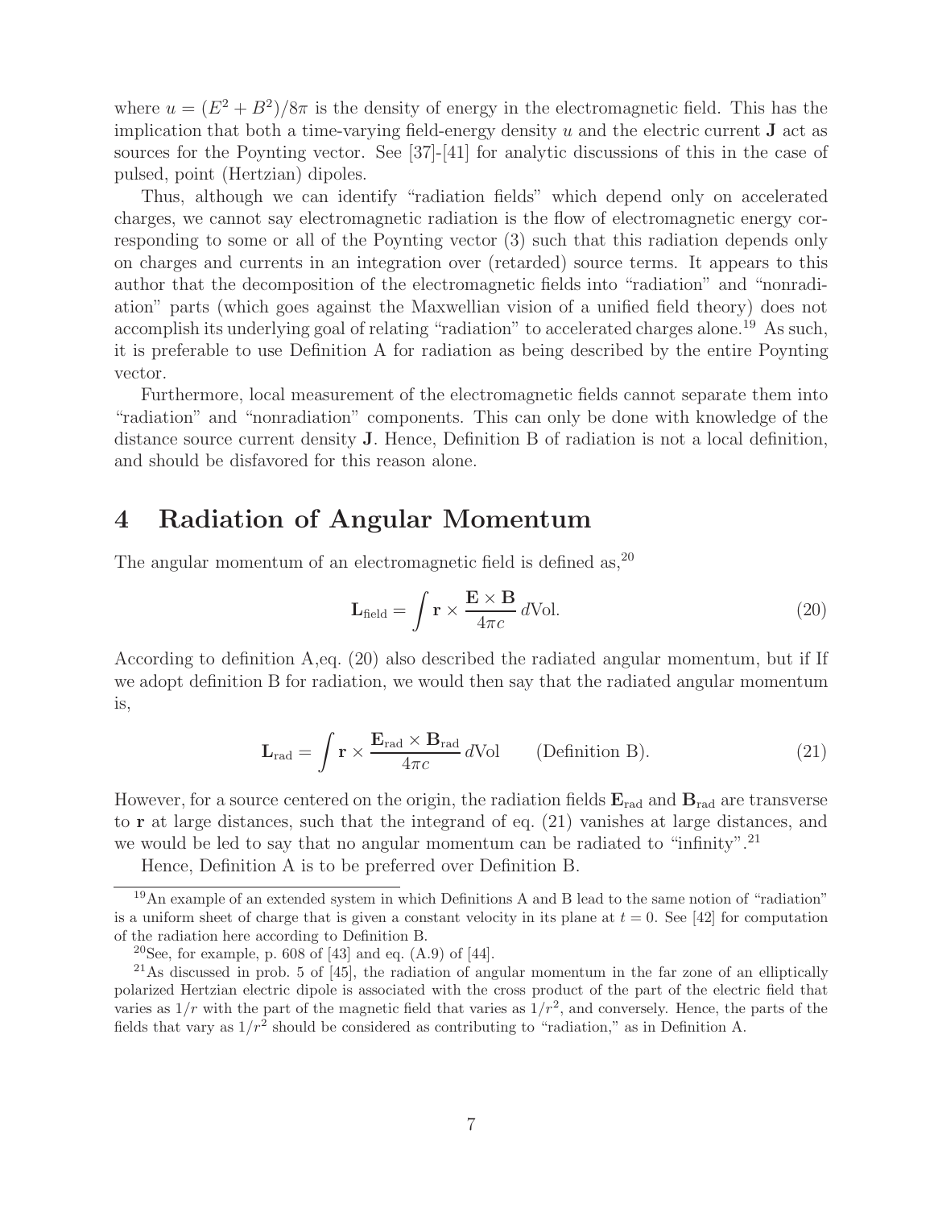where $u = (E^2 + B^2)/8\pi$ is the density of energy in the electromagnetic field. This has the implication that both a time-varying field-energy density $u$ and the electric current $\mathbf{J}$ act as sources for the Poynting vector. See [37]-[41] for analytic discussions of this in the case of pulsed, point (Hertzian) dipoles.

Thus, although we can identify "radiation fields" which depend only on accelerated charges, we cannot say electromagnetic radiation is the flow of electromagnetic energy corresponding to some or all of the Poynting vector (3) such that this radiation depends only on charges and currents in an integration over (retarded) source terms. It appears to this author that the decomposition of the electromagnetic fields into "radiation" and "nonradiation" parts (which goes against the Maxwellian vision of a unified field theory) does not accomplish its underlying goal of relating "radiation" to accelerated charges alone.[19] As such, it is preferable to use Definition A for radiation as being described by the entire Poynting vector.

Furthermore, local measurement of the electromagnetic fields cannot separate them into "radiation" and "nonradiation" components. This can only be done with knowledge of the distance source current density $\mathbf{J}$. Hence, Definition B of radiation is not a local definition, and should be disfavored for this reason alone.

# 4 Radiation of Angular Momentum

The angular momentum of an electromagnetic field is defined as,[20]

$$\mathbf{L}_{\rm field} = \int \mathbf{r} \times \frac{\mathbf{E} \times \mathbf{B}}{4\pi c} \, d\text{Vol}. \tag{20}$$

According to definition A,eq. (20) also described the radiated angular momentum, but if If we adopt definition B for radiation, we would then say that the radiated angular momentum is,

$$\mathbf{L}_{\rm rad} = \int \mathbf{r} \times \frac{\mathbf{E}_{\rm rad} \times \mathbf{B}_{\rm rad}}{4\pi c} \, d\text{Vol} \qquad \text{(Definition B)}. \tag{21}$$

However, for a source centered on the origin, the radiation fields $\mathbf{E}_{\rm rad}$ and $\mathbf{B}_{\rm rad}$ are transverse to $\mathbf{r}$ at large distances, such that the integrand of eq. (21) vanishes at large distances, and we would be led to say that no angular momentum can be radiated to "infinity".[21]

Hence, Definition A is to be preferred over Definition B.

---

[19] An example of an extended system in which Definitions A and B lead to the same notion of "radiation" is a uniform sheet of charge that is given a constant velocity in its plane at $t = 0$. See [42] for computation of the radiation here according to Definition B.

[20] See, for example, p. 608 of [43] and eq. (A.9) of [44].

[21] As discussed in prob. 5 of [45], the radiation of angular momentum in the far zone of an elliptically polarized Hertzian electric dipole is associated with the cross product of the part of the electric field that varies as $1/r$ with the part of the magnetic field that varies as $1/r^2$, and conversely. Hence, the parts of the fields that vary as $1/r^2$ should be considered as contributing to "radiation," as in Definition A.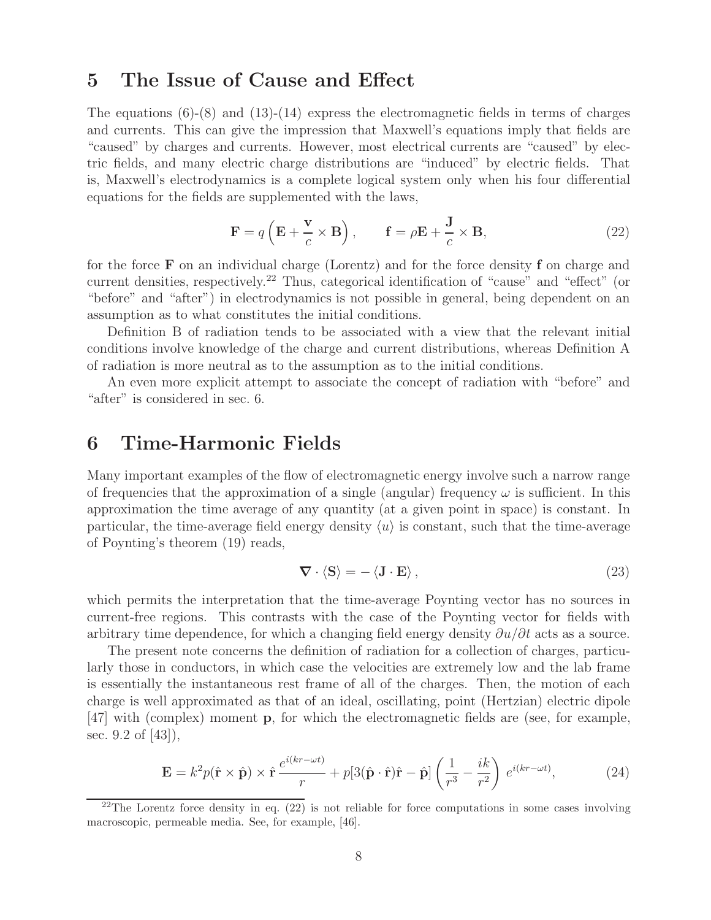## 5 The Issue of Cause and Effect

The equations (6)-(8) and (13)-(14) express the electromagnetic fields in terms of charges and currents. This can give the impression that Maxwell's equations imply that fields are "caused" by charges and currents. However, most electrical currents are "caused" by electric fields, and many electric charge distributions are "induced" by electric fields. That is, Maxwell's electrodynamics is a complete logical system only when his four differential equations for the fields are supplemented with the laws,

$$\mathbf{F} = q\left(\mathbf{E} + \frac{\mathbf{v}}{c} \times \mathbf{B}\right), \qquad \mathbf{f} = \rho\mathbf{E} + \frac{\mathbf{J}}{c} \times \mathbf{B}, \tag{22}$$

for the force $\mathbf{F}$ on an individual charge (Lorentz) and for the force density $\mathbf{f}$ on charge and current densities, respectively.[22] Thus, categorical identification of "cause" and "effect" (or "before" and "after") in electrodynamics is not possible in general, being dependent on an assumption as to what constitutes the initial conditions.

Definition B of radiation tends to be associated with a view that the relevant initial conditions involve knowledge of the charge and current distributions, whereas Definition A of radiation is more neutral as to the assumption as to the initial conditions.

An even more explicit attempt to associate the concept of radiation with "before" and "after" is considered in sec. 6.

## 6 Time-Harmonic Fields

Many important examples of the flow of electromagnetic energy involve such a narrow range of frequencies that the approximation of a single (angular) frequency $\omega$ is sufficient. In this approximation the time average of any quantity (at a given point in space) is constant. In particular, the time-average field energy density $\langle u \rangle$ is constant, such that the time-average of Poynting's theorem (19) reads,

$$\boldsymbol{\nabla} \cdot \langle \mathbf{S} \rangle = -\langle \mathbf{J} \cdot \mathbf{E} \rangle, \tag{23}$$

which permits the interpretation that the time-average Poynting vector has no sources in current-free regions. This contrasts with the case of the Poynting vector for fields with arbitrary time dependence, for which a changing field energy density $\partial u/\partial t$ acts as a source.

The present note concerns the definition of radiation for a collection of charges, particularly those in conductors, in which case the velocities are extremely low and the lab frame is essentially the instantaneous rest frame of all of the charges. Then, the motion of each charge is well approximated as that of an ideal, oscillating, point (Hertzian) electric dipole [47] with (complex) moment $\mathbf{p}$, for which the electromagnetic fields are (see, for example, sec. 9.2 of [43]),

$$\mathbf{E} = k^2 p(\hat{\mathbf{r}} \times \hat{\mathbf{p}}) \times \hat{\mathbf{r}}\,\frac{e^{i(kr-\omega t)}}{r} + p[3(\hat{\mathbf{p}} \cdot \hat{\mathbf{r}})\hat{\mathbf{r}} - \hat{\mathbf{p}}]\left(\frac{1}{r^3} - \frac{ik}{r^2}\right) e^{i(kr-\omega t)}, \tag{24}$$

[22] The Lorentz force density in eq. (22) is not reliable for force computations in some cases involving macroscopic, permeable media. See, for example, [46].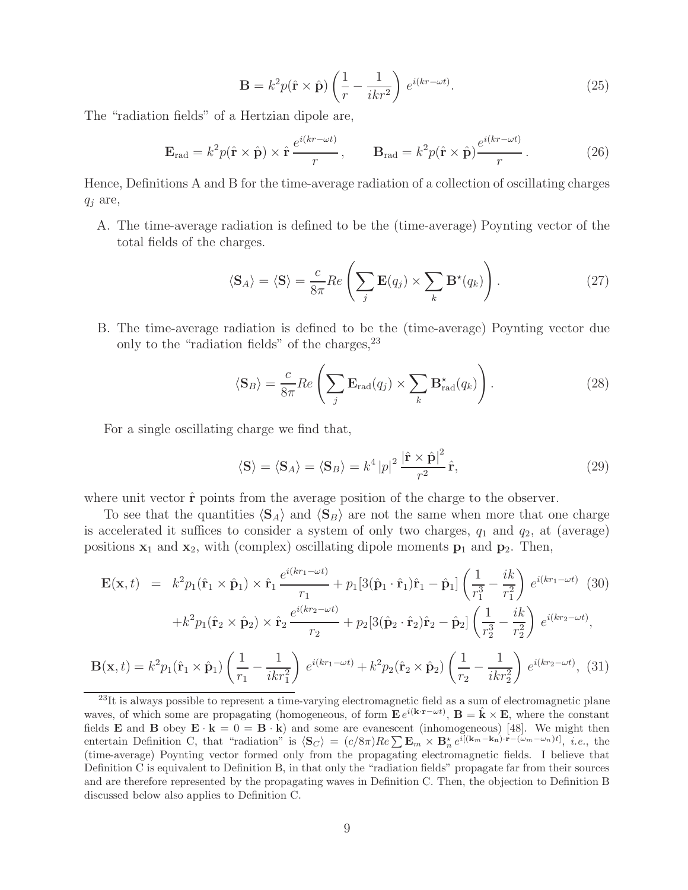$$\mathbf{B} = k^2 p(\hat{\mathbf{r}} \times \hat{\mathbf{p}}) \left( \frac{1}{r} - \frac{1}{ikr^2} \right) e^{i(kr-\omega t)}. \tag{25}$$

The "radiation fields" of a Hertzian dipole are,

$$\mathbf{E}_{\rm rad} = k^2 p(\hat{\mathbf{r}} \times \hat{\mathbf{p}}) \times \hat{\mathbf{r}} \, \frac{e^{i(kr-\omega t)}}{r} , \qquad \mathbf{B}_{\rm rad} = k^2 p(\hat{\mathbf{r}} \times \hat{\mathbf{p}}) \frac{e^{i(kr-\omega t)}}{r} . \tag{26}$$

Hence, Definitions A and B for the time-average radiation of a collection of oscillating charges $q_j$ are,

A. The time-average radiation is defined to be the (time-average) Poynting vector of the total fields of the charges.

$$\langle \mathbf{S}_A \rangle = \langle \mathbf{S} \rangle = \frac{c}{8\pi} Re \left( \sum_j \mathbf{E}(q_j) \times \sum_k \mathbf{B}^\star(q_k) \right). \tag{27}$$

B. The time-average radiation is defined to be the (time-average) Poynting vector due only to the "radiation fields" of the charges,[23]

$$\langle \mathbf{S}_B \rangle = \frac{c}{8\pi} Re \left( \sum_j \mathbf{E}_{\rm rad}(q_j) \times \sum_k \mathbf{B}^\star_{\rm rad}(q_k) \right). \tag{28}$$

For a single oscillating charge we find that,

$$\langle \mathbf{S} \rangle = \langle \mathbf{S}_A \rangle = \langle \mathbf{S}_B \rangle = k^4 \left| p \right|^2 \frac{\left| \hat{\mathbf{r}} \times \hat{\mathbf{p}} \right|^2}{r^2} \, \hat{\mathbf{r}}, \tag{29}$$

where unit vector $\hat{\mathbf{r}}$ points from the average position of the charge to the observer.

To see that the quantities $\langle \mathbf{S}_A \rangle$ and $\langle \mathbf{S}_B \rangle$ are not the same when more that one charge is accelerated it suffices to consider a system of only two charges, $q_1$ and $q_2$, at (average) positions $\mathbf{x}_1$ and $\mathbf{x}_2$, with (complex) oscillating dipole moments $\mathbf{p}_1$ and $\mathbf{p}_2$. Then,

$$\begin{aligned}
\mathbf{E}(\mathbf{x}, t) \;\; = \;\; & k^2 p_1 (\hat{\mathbf{r}}_1 \times \hat{\mathbf{p}}_1) \times \hat{\mathbf{r}}_1 \, \frac{e^{i(kr_1 - \omega t)}}{r_1} + p_1 [3(\hat{\mathbf{p}}_1 \cdot \hat{\mathbf{r}}_1)\hat{\mathbf{r}}_1 - \hat{\mathbf{p}}_1] \left( \frac{1}{r_1^3} - \frac{ik}{r_1^2} \right) e^{i(kr_1 - \omega t)} \quad (30) \\
& + k^2 p_1 (\hat{\mathbf{r}}_2 \times \hat{\mathbf{p}}_2) \times \hat{\mathbf{r}}_2 \, \frac{e^{i(kr_2 - \omega t)}}{r_2} + p_2 [3(\hat{\mathbf{p}}_2 \cdot \hat{\mathbf{r}}_2)\hat{\mathbf{r}}_2 - \hat{\mathbf{p}}_2] \left( \frac{1}{r_2^3} - \frac{ik}{r_2^2} \right) e^{i(kr_2 - \omega t)},
\end{aligned}$$

$$\mathbf{B}(\mathbf{x}, t) = k^2 p_1 (\hat{\mathbf{r}}_1 \times \hat{\mathbf{p}}_1) \left( \frac{1}{r_1} - \frac{1}{ikr_1^2} \right) e^{i(kr_1 - \omega t)} + k^2 p_2 (\hat{\mathbf{r}}_2 \times \hat{\mathbf{p}}_2) \left( \frac{1}{r_2} - \frac{1}{ikr_2^2} \right) e^{i(kr_2 - \omega t)}, \tag{31}$$

---

[23] It is always possible to represent a time-varying electromagnetic field as a sum of electromagnetic plane waves, of which some are propagating (homogeneous, of form $\mathbf{E}\, e^{i(\mathbf{k}\cdot\mathbf{r}-\omega t)}$, $\mathbf{B} = \hat{\mathbf{k}} \times \mathbf{E}$, where the constant fields $\mathbf{E}$ and $\mathbf{B}$ obey $\mathbf{E} \cdot \mathbf{k} = 0 = \mathbf{B} \cdot \mathbf{k}$) and some are evanescent (inhomogeneous) [48]. We might then entertain Definition C, that "radiation" is $\langle \mathbf{S}_C \rangle = (c/8\pi) Re \sum \mathbf{E}_m \times \mathbf{B}^\star_n \, e^{i[(\mathbf{k}_m - \mathbf{k_n})\cdot\mathbf{r} - (\omega_m - \omega_n)t]}$, *i.e.*, the (time-average) Poynting vector formed only from the propagating electromagnetic fields. I believe that Definition C is equivalent to Definition B, in that only the "radiation fields" propagate far from their sources and are therefore represented by the propagating waves in Definition C. Then, the objection to Definition B discussed below also applies to Definition C.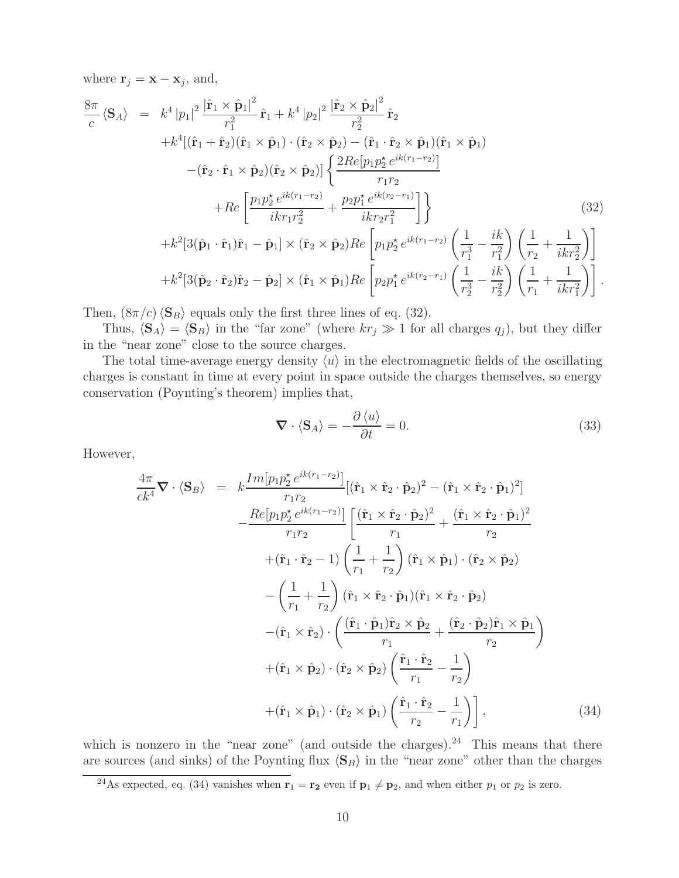where $\mathbf{r}_j = \mathbf{x} - \mathbf{x}_j$, and,

$$
\begin{aligned}
\frac{8\pi}{c}\langle \mathbf{S}_A \rangle &= k^4 |p_1|^2 \frac{|\hat{\mathbf{r}}_1 \times \hat{\mathbf{p}}_1|^2}{r_1^2}\hat{\mathbf{r}}_1 + k^4 |p_2|^2 \frac{|\hat{\mathbf{r}}_2 \times \hat{\mathbf{p}}_2|^2}{r_2^2}\hat{\mathbf{r}}_2 \\
&\quad + k^4[(\hat{\mathbf{r}}_1 + \hat{\mathbf{r}}_2)(\hat{\mathbf{r}}_1 \times \hat{\mathbf{p}}_1)\cdot(\hat{\mathbf{r}}_2 \times \hat{\mathbf{p}}_2) - (\hat{\mathbf{r}}_1 \cdot \hat{\mathbf{r}}_2 \times \hat{\mathbf{p}}_1)(\hat{\mathbf{r}}_1 \times \hat{\mathbf{p}}_1) \\
&\qquad - (\hat{\mathbf{r}}_2 \cdot \hat{\mathbf{r}}_1 \times \hat{\mathbf{p}}_2)(\hat{\mathbf{r}}_2 \times \hat{\mathbf{p}}_2)]\left\{\frac{2Re[p_1 p_2^\star\, e^{ik(r_1 - r_2)}]}{r_1 r_2}\right. \\
&\qquad\quad \left. + Re\left[\frac{p_1 p_2^\star\, e^{ik(r_1-r_2)}}{ikr_1 r_2^2} + \frac{p_2 p_1^\star\, e^{ik(r_2-r_1)}}{ikr_2 r_1^2}\right]\right\} \\
&\quad + k^2[3(\hat{\mathbf{p}}_1 \cdot \hat{\mathbf{r}}_1)\hat{\mathbf{r}}_1 - \hat{\mathbf{p}}_1] \times (\hat{\mathbf{r}}_2 \times \hat{\mathbf{p}}_2) Re\left[p_1 p_2^\star\, e^{ik(r_1-r_2)}\left(\frac{1}{r_1^3} - \frac{ik}{r_1^2}\right)\left(\frac{1}{r_2} + \frac{1}{ikr_2^2}\right)\right] \\
&\quad + k^2[3(\hat{\mathbf{p}}_2 \cdot \hat{\mathbf{r}}_2)\hat{\mathbf{r}}_2 - \hat{\mathbf{p}}_2] \times (\hat{\mathbf{r}}_1 \times \hat{\mathbf{p}}_1) Re\left[p_2 p_1^\star\, e^{ik(r_2-r_1)}\left(\frac{1}{r_2^3} - \frac{ik}{r_2^2}\right)\left(\frac{1}{r_1} + \frac{1}{ikr_1^2}\right)\right].
\end{aligned}
\tag{32}
$$

Then, $(8\pi/c)\langle \mathbf{S}_B \rangle$ equals only the first three lines of eq. (32).

Thus, $\langle \mathbf{S}_A \rangle = \langle \mathbf{S}_B \rangle$ in the "far zone" (where $kr_j \gg 1$ for all charges $q_j$), but they differ in the "near zone" close to the source charges.

The total time-average energy density $\langle u \rangle$ in the electromagnetic fields of the oscillating charges is constant in time at every point in space outside the charges themselves, so energy conservation (Poynting's theorem) implies that,

$$
\boldsymbol{\nabla} \cdot \langle \mathbf{S}_A \rangle = -\frac{\partial \langle u \rangle}{\partial t} = 0. \tag{33}
$$

However,

$$
\begin{aligned}
\frac{4\pi}{ck^4}\boldsymbol{\nabla} \cdot \langle \mathbf{S}_B \rangle &= k\frac{Im[p_1 p_2^\star\, e^{ik(r_1-r_2)}]}{r_1 r_2}[(\hat{\mathbf{r}}_1 \times \hat{\mathbf{r}}_2 \cdot \hat{\mathbf{p}}_2)^2 - (\hat{\mathbf{r}}_1 \times \hat{\mathbf{r}}_2 \cdot \hat{\mathbf{p}}_1)^2] \\
&\quad - \frac{Re[p_1 p_2^\star\, e^{ik(r_1-r_2)}]}{r_1 r_2}\left[\frac{(\hat{\mathbf{r}}_1 \times \hat{\mathbf{r}}_2 \cdot \hat{\mathbf{p}}_2)^2}{r_1} + \frac{(\hat{\mathbf{r}}_1 \times \hat{\mathbf{r}}_2 \cdot \hat{\mathbf{p}}_1)^2}{r_2}\right. \\
&\qquad + (\hat{\mathbf{r}}_1 \cdot \hat{\mathbf{r}}_2 - 1)\left(\frac{1}{r_1} + \frac{1}{r_2}\right)(\hat{\mathbf{r}}_1 \times \hat{\mathbf{p}}_1)\cdot(\hat{\mathbf{r}}_2 \times \hat{\mathbf{p}}_2) \\
&\qquad - \left(\frac{1}{r_1} + \frac{1}{r_2}\right)(\hat{\mathbf{r}}_1 \times \hat{\mathbf{r}}_2 \cdot \hat{\mathbf{p}}_1)(\hat{\mathbf{r}}_1 \times \hat{\mathbf{r}}_2 \cdot \hat{\mathbf{p}}_2) \\
&\qquad - (\hat{\mathbf{r}}_1 \times \hat{\mathbf{r}}_2)\cdot\left(\frac{(\hat{\mathbf{r}}_1 \cdot \hat{\mathbf{p}}_1)\hat{\mathbf{r}}_2 \times \hat{\mathbf{p}}_2}{r_1} + \frac{(\hat{\mathbf{r}}_2 \cdot \hat{\mathbf{p}}_2)\hat{\mathbf{r}}_1 \times \hat{\mathbf{p}}_1}{r_2}\right) \\
&\qquad + (\hat{\mathbf{r}}_1 \times \hat{\mathbf{p}}_2)\cdot(\hat{\mathbf{r}}_2 \times \hat{\mathbf{p}}_2)\left(\frac{\hat{\mathbf{r}}_1 \cdot \hat{\mathbf{r}}_2}{r_1} - \frac{1}{r_2}\right) \\
&\qquad \left. + (\hat{\mathbf{r}}_1 \times \hat{\mathbf{p}}_1)\cdot(\hat{\mathbf{r}}_2 \times \hat{\mathbf{p}}_1)\left(\frac{\hat{\mathbf{r}}_1 \cdot \hat{\mathbf{r}}_2}{r_2} - \frac{1}{r_1}\right)\right],
\end{aligned}
\tag{34}
$$

which is nonzero in the "near zone" (and outside the charges).[24] This means that there are sources (and sinks) of the Poynting flux $\langle \mathbf{S}_B \rangle$ in the "near zone" other than the charges

[24] As expected, eq. (34) vanishes when $\mathbf{r}_1 = \mathbf{r}_2$ even if $\mathbf{p}_1 \neq \mathbf{p}_2$, and when either $p_1$ or $p_2$ is zero.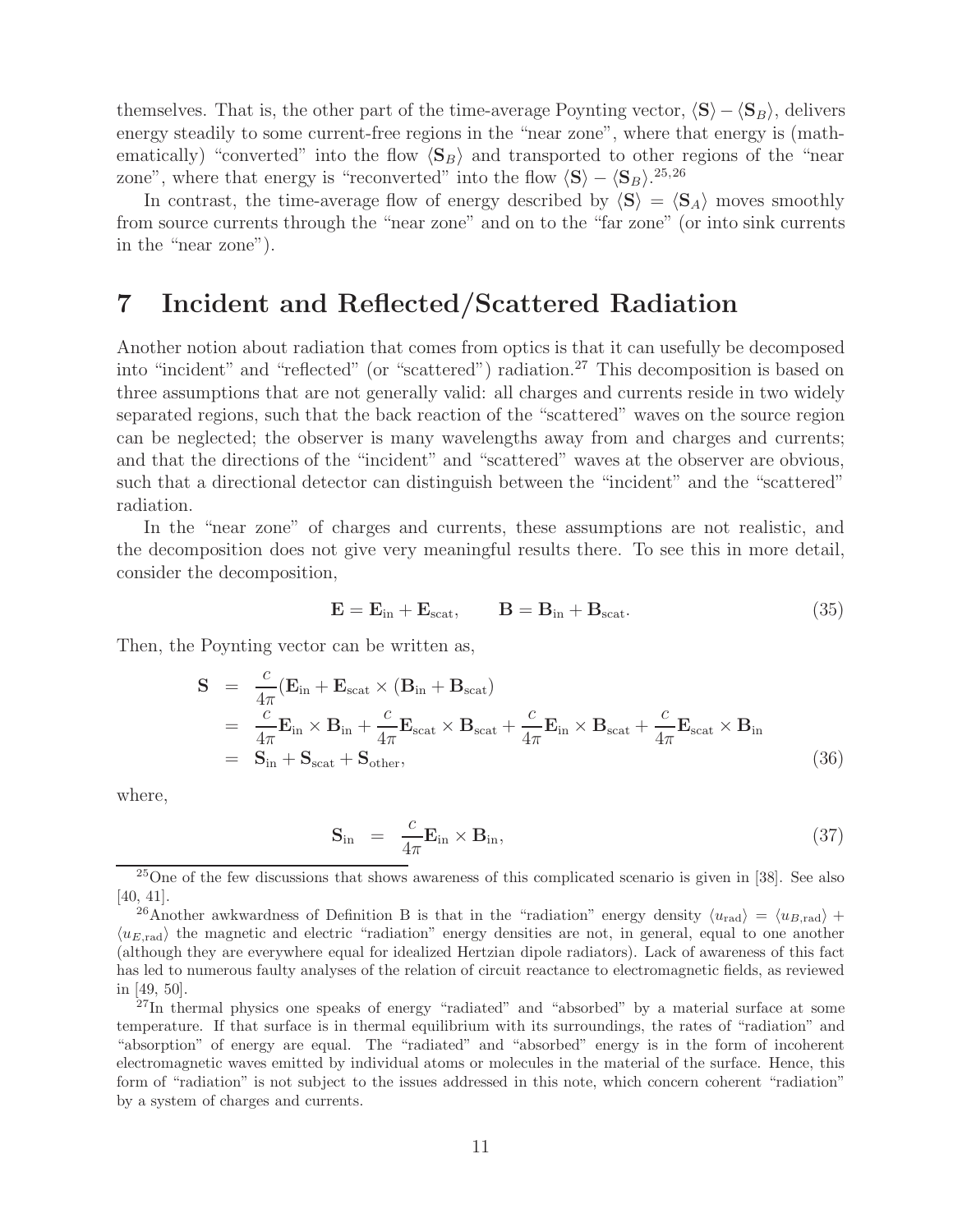themselves. That is, the other part of the time-average Poynting vector, $\langle \mathbf{S} \rangle - \langle \mathbf{S}_B \rangle$, delivers energy steadily to some current-free regions in the "near zone", where that energy is (mathematically) "converted" into the flow $\langle \mathbf{S}_B \rangle$ and transported to other regions of the "near zone", where that energy is "reconverted" into the flow $\langle \mathbf{S} \rangle - \langle \mathbf{S}_B \rangle$.[25,26]

In contrast, the time-average flow of energy described by $\langle \mathbf{S} \rangle = \langle \mathbf{S}_A \rangle$ moves smoothly from source currents through the "near zone" and on to the "far zone" (or into sink currents in the "near zone").

# 7 Incident and Reflected/Scattered Radiation

Another notion about radiation that comes from optics is that it can usefully be decomposed into "incident" and "reflected" (or "scattered") radiation.[27] This decomposition is based on three assumptions that are not generally valid: all charges and currents reside in two widely separated regions, such that the back reaction of the "scattered" waves on the source region can be neglected; the observer is many wavelengths away from and charges and currents; and that the directions of the "incident" and "scattered" waves at the observer are obvious, such that a directional detector can distinguish between the "incident" and the "scattered" radiation.

In the "near zone" of charges and currents, these assumptions are not realistic, and the decomposition does not give very meaningful results there. To see this in more detail, consider the decomposition,

$$\mathbf{E} = \mathbf{E}_{\rm in} + \mathbf{E}_{\rm scat}, \qquad \mathbf{B} = \mathbf{B}_{\rm in} + \mathbf{B}_{\rm scat}. \tag{35}$$

Then, the Poynting vector can be written as,

$$\begin{aligned}
\mathbf{S} &= \frac{c}{4\pi}(\mathbf{E}_{\rm in} + \mathbf{E}_{\rm scat} \times (\mathbf{B}_{\rm in} + \mathbf{B}_{\rm scat}) \\
&= \frac{c}{4\pi}\mathbf{E}_{\rm in} \times \mathbf{B}_{\rm in} + \frac{c}{4\pi}\mathbf{E}_{\rm scat} \times \mathbf{B}_{\rm scat} + \frac{c}{4\pi}\mathbf{E}_{\rm in} \times \mathbf{B}_{\rm scat} + \frac{c}{4\pi}\mathbf{E}_{\rm scat} \times \mathbf{B}_{\rm in} \\
&= \mathbf{S}_{\rm in} + \mathbf{S}_{\rm scat} + \mathbf{S}_{\rm other},
\end{aligned} \tag{36}$$

where,

$$\mathbf{S}_{\rm in} = \frac{c}{4\pi}\mathbf{E}_{\rm in} \times \mathbf{B}_{\rm in}, \tag{37}$$

[25] One of the few discussions that shows awareness of this complicated scenario is given in [38]. See also [40, 41].

[26] Another awkwardness of Definition B is that in the "radiation" energy density $\langle u_{\rm rad} \rangle = \langle u_{B,\rm rad} \rangle + \langle u_{E,\rm rad} \rangle$ the magnetic and electric "radiation" energy densities are not, in general, equal to one another (although they are everywhere equal for idealized Hertzian dipole radiators). Lack of awareness of this fact has led to numerous faulty analyses of the relation of circuit reactance to electromagnetic fields, as reviewed in [49, 50].

[27] In thermal physics one speaks of energy "radiated" and "absorbed" by a material surface at some temperature. If that surface is in thermal equilibrium with its surroundings, the rates of "radiation" and "absorption" of energy are equal. The "radiated" and "absorbed" energy is in the form of incoherent electromagnetic waves emitted by individual atoms or molecules in the material of the surface. Hence, this form of "radiation" is not subject to the issues addressed in this note, which concern coherent "radiation" by a system of charges and currents.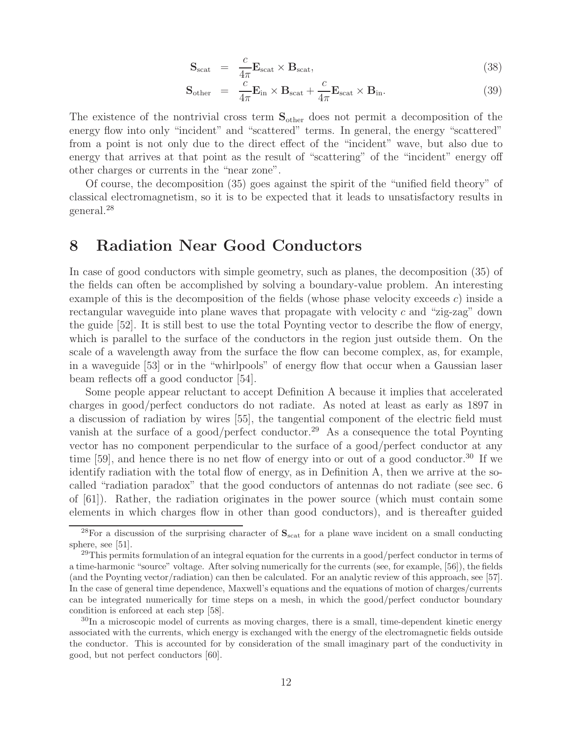$$
\mathbf{S}_{\rm scat} = \frac{c}{4\pi}\mathbf{E}_{\rm scat} \times \mathbf{B}_{\rm scat}, \tag{38}
$$

$$
\mathbf{S}_{\rm other} = \frac{c}{4\pi}\mathbf{E}_{\rm in} \times \mathbf{B}_{\rm scat} + \frac{c}{4\pi}\mathbf{E}_{\rm scat} \times \mathbf{B}_{\rm in}. \tag{39}
$$

The existence of the nontrivial cross term $\mathbf{S}_{\rm other}$ does not permit a decomposition of the energy flow into only "incident" and "scattered" terms. In general, the energy "scattered" from a point is not only due to the direct effect of the "incident" wave, but also due to energy that arrives at that point as the result of "scattering" of the "incident" energy off other charges or currents in the "near zone".

Of course, the decomposition (35) goes against the spirit of the "unified field theory" of classical electromagnetism, so it is to be expected that it leads to unsatisfactory results in general.[28]

# 8 Radiation Near Good Conductors

In case of good conductors with simple geometry, such as planes, the decomposition (35) of the fields can often be accomplished by solving a boundary-value problem. An interesting example of this is the decomposition of the fields (whose phase velocity exceeds $c$) inside a rectangular waveguide into plane waves that propagate with velocity $c$ and "zig-zag" down the guide [52]. It is still best to use the total Poynting vector to describe the flow of energy, which is parallel to the surface of the conductors in the region just outside them. On the scale of a wavelength away from the surface the flow can become complex, as, for example, in a waveguide [53] or in the "whirlpools" of energy flow that occur when a Gaussian laser beam reflects off a good conductor [54].

Some people appear reluctant to accept Definition A because it implies that accelerated charges in good/perfect conductors do not radiate. As noted at least as early as 1897 in a discussion of radiation by wires [55], the tangential component of the electric field must vanish at the surface of a good/perfect conductor.[29] As a consequence the total Poynting vector has no component perpendicular to the surface of a good/perfect conductor at any time [59], and hence there is no net flow of energy into or out of a good conductor.[30] If we identify radiation with the total flow of energy, as in Definition A, then we arrive at the so-called "radiation paradox" that the good conductors of antennas do not radiate (see sec. 6 of [61]). Rather, the radiation originates in the power source (which must contain some elements in which charges flow in other than good conductors), and is thereafter guided

[28] For a discussion of the surprising character of $\mathbf{S}_{\rm scat}$ for a plane wave incident on a small conducting sphere, see [51].

[29] This permits formulation of an integral equation for the currents in a good/perfect conductor in terms of a time-harmonic "source" voltage. After solving numerically for the currents (see, for example, [56]), the fields (and the Poynting vector/radiation) can then be calculated. For an analytic review of this approach, see [57]. In the case of general time dependence, Maxwell's equations and the equations of motion of charges/currents can be integrated numerically for time steps on a mesh, in which the good/perfect conductor boundary condition is enforced at each step [58].

[30] In a microscopic model of currents as moving charges, there is a small, time-dependent kinetic energy associated with the currents, which energy is exchanged with the energy of the electromagnetic fields outside the conductor. This is accounted for by consideration of the small imaginary part of the conductivity in good, but not perfect conductors [60].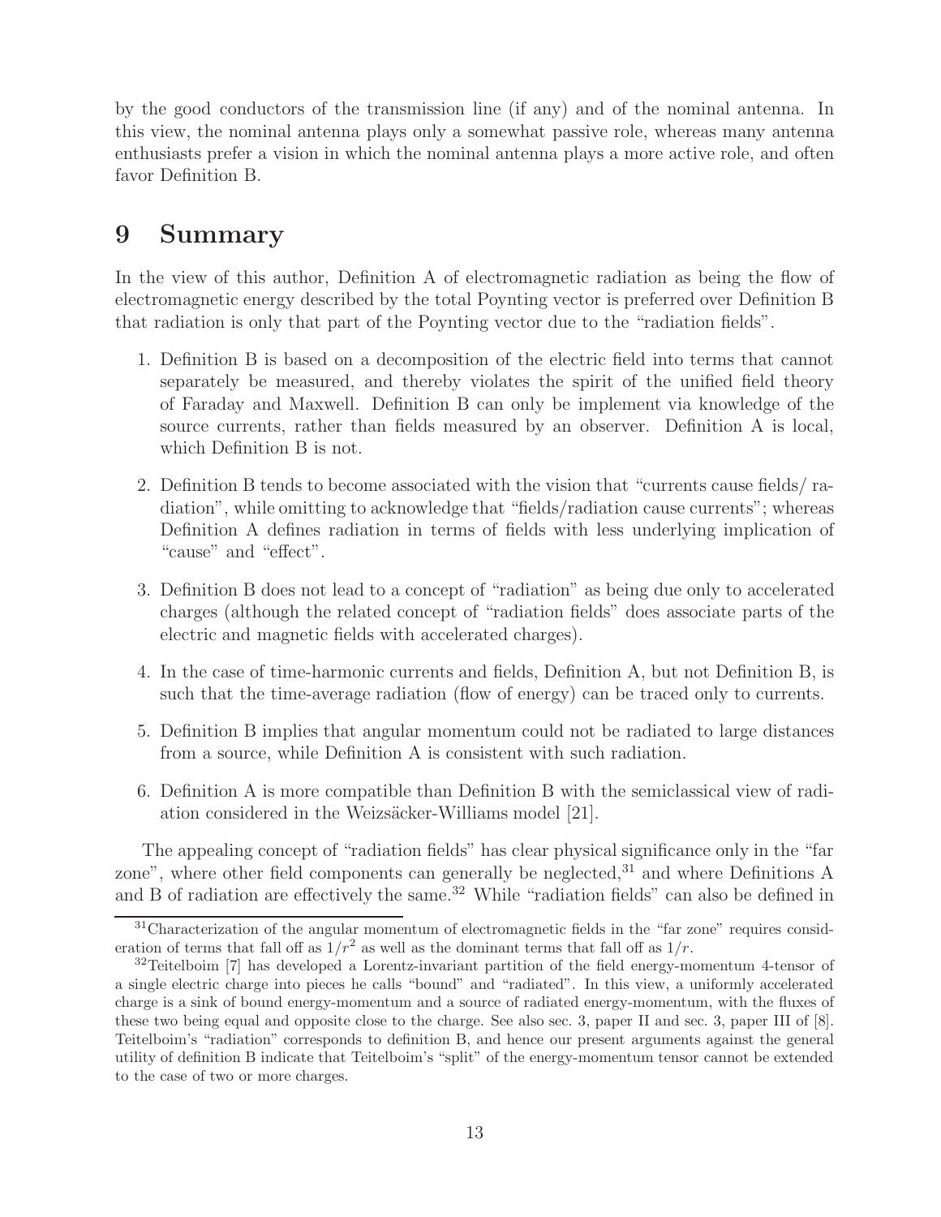by the good conductors of the transmission line (if any) and of the nominal antenna. In this view, the nominal antenna plays only a somewhat passive role, whereas many antenna enthusiasts prefer a vision in which the nominal antenna plays a more active role, and often favor Definition B.

# 9 Summary

In the view of this author, Definition A of electromagnetic radiation as being the flow of electromagnetic energy described by the total Poynting vector is preferred over Definition B that radiation is only that part of the Poynting vector due to the "radiation fields".

1. Definition B is based on a decomposition of the electric field into terms that cannot separately be measured, and thereby violates the spirit of the unified field theory of Faraday and Maxwell. Definition B can only be implement via knowledge of the source currents, rather than fields measured by an observer. Definition A is local, which Definition B is not.

2. Definition B tends to become associated with the vision that "currents cause fields/ radiation", while omitting to acknowledge that "fields/radiation cause currents"; whereas Definition A defines radiation in terms of fields with less underlying implication of "cause" and "effect".

3. Definition B does not lead to a concept of "radiation" as being due only to accelerated charges (although the related concept of "radiation fields" does associate parts of the electric and magnetic fields with accelerated charges).

4. In the case of time-harmonic currents and fields, Definition A, but not Definition B, is such that the time-average radiation (flow of energy) can be traced only to currents.

5. Definition B implies that angular momentum could not be radiated to large distances from a source, while Definition A is consistent with such radiation.

6. Definition A is more compatible than Definition B with the semiclassical view of radiation considered in the Weizsäcker-Williams model [21].

The appealing concept of "radiation fields" has clear physical significance only in the "far zone", where other field components can generally be neglected,[31] and where Definitions A and B of radiation are effectively the same.[32] While "radiation fields" can also be defined in

[31] Characterization of the angular momentum of electromagnetic fields in the "far zone" requires consideration of terms that fall off as $1/r^2$ as well as the dominant terms that fall off as $1/r$.

[32] Teitelboim [7] has developed a Lorentz-invariant partition of the field energy-momentum 4-tensor of a single electric charge into pieces he calls "bound" and "radiated". In this view, a uniformly accelerated charge is a sink of bound energy-momentum and a source of radiated energy-momentum, with the fluxes of these two being equal and opposite close to the charge. See also sec. 3, paper II and sec. 3, paper III of [8]. Teitelboim's "radiation" corresponds to definition B, and hence our present arguments against the general utility of definition B indicate that Teitelboim's "split" of the energy-momentum tensor cannot be extended to the case of two or more charges.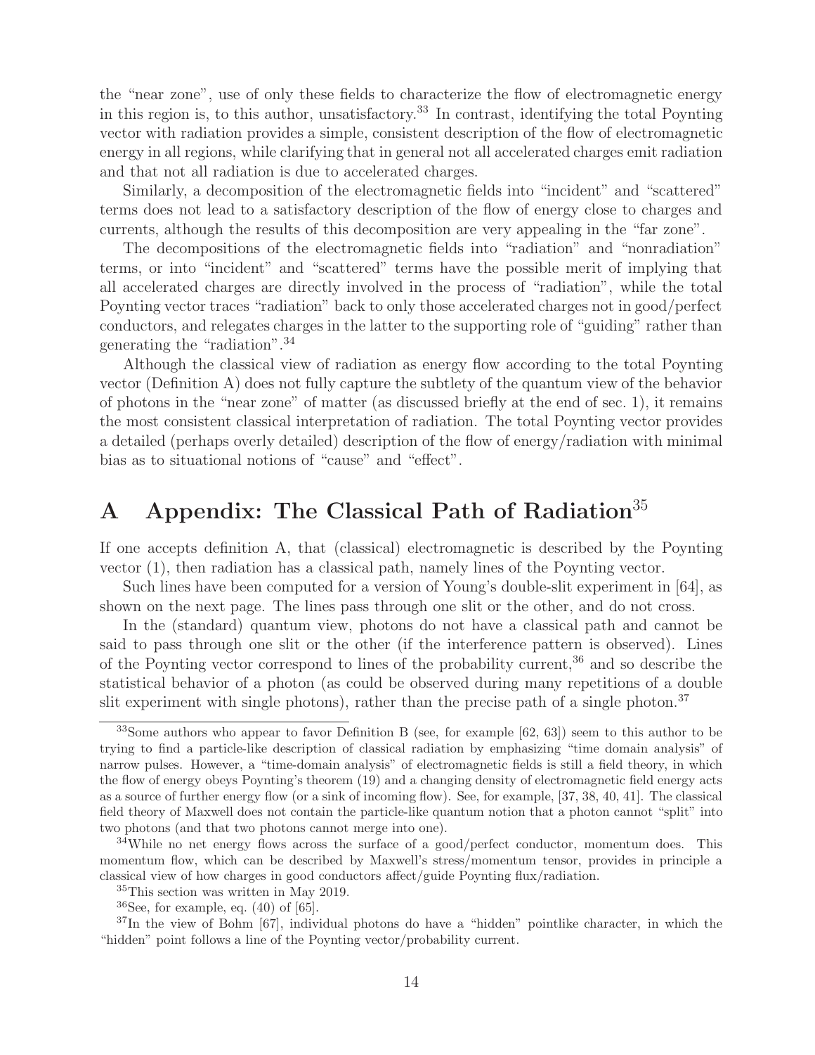the "near zone", use of only these fields to characterize the flow of electromagnetic energy in this region is, to this author, unsatisfactory.[33] In contrast, identifying the total Poynting vector with radiation provides a simple, consistent description of the flow of electromagnetic energy in all regions, while clarifying that in general not all accelerated charges emit radiation and that not all radiation is due to accelerated charges.

Similarly, a decomposition of the electromagnetic fields into "incident" and "scattered" terms does not lead to a satisfactory description of the flow of energy close to charges and currents, although the results of this decomposition are very appealing in the "far zone".

The decompositions of the electromagnetic fields into "radiation" and "nonradiation" terms, or into "incident" and "scattered" terms have the possible merit of implying that all accelerated charges are directly involved in the process of "radiation", while the total Poynting vector traces "radiation" back to only those accelerated charges not in good/perfect conductors, and relegates charges in the latter to the supporting role of "guiding" rather than generating the "radiation".[34]

Although the classical view of radiation as energy flow according to the total Poynting vector (Definition A) does not fully capture the subtlety of the quantum view of the behavior of photons in the "near zone" of matter (as discussed briefly at the end of sec. 1), it remains the most consistent classical interpretation of radiation. The total Poynting vector provides a detailed (perhaps overly detailed) description of the flow of energy/radiation with minimal bias as to situational notions of "cause" and "effect".

# A Appendix: The Classical Path of Radiation[35]

If one accepts definition A, that (classical) electromagnetic is described by the Poynting vector (1), then radiation has a classical path, namely lines of the Poynting vector.

Such lines have been computed for a version of Young's double-slit experiment in [64], as shown on the next page. The lines pass through one slit or the other, and do not cross.

In the (standard) quantum view, photons do not have a classical path and cannot be said to pass through one slit or the other (if the interference pattern is observed). Lines of the Poynting vector correspond to lines of the probability current,[36] and so describe the statistical behavior of a photon (as could be observed during many repetitions of a double slit experiment with single photons), rather than the precise path of a single photon.[37]

---

[33]Some authors who appear to favor Definition B (see, for example [62, 63]) seem to this author to be trying to find a particle-like description of classical radiation by emphasizing "time domain analysis" of narrow pulses. However, a "time-domain analysis" of electromagnetic fields is still a field theory, in which the flow of energy obeys Poynting's theorem (19) and a changing density of electromagnetic field energy acts as a source of further energy flow (or a sink of incoming flow). See, for example, [37, 38, 40, 41]. The classical field theory of Maxwell does not contain the particle-like quantum notion that a photon cannot "split" into two photons (and that two photons cannot merge into one).

[34]While no net energy flows across the surface of a good/perfect conductor, momentum does. This momentum flow, which can be described by Maxwell's stress/momentum tensor, provides in principle a classical view of how charges in good conductors affect/guide Poynting flux/radiation.

[35]This section was written in May 2019.

[36]See, for example, eq. (40) of [65].

[37]In the view of Bohm [67], individual photons do have a "hidden" pointlike character, in which the "hidden" point follows a line of the Poynting vector/probability current.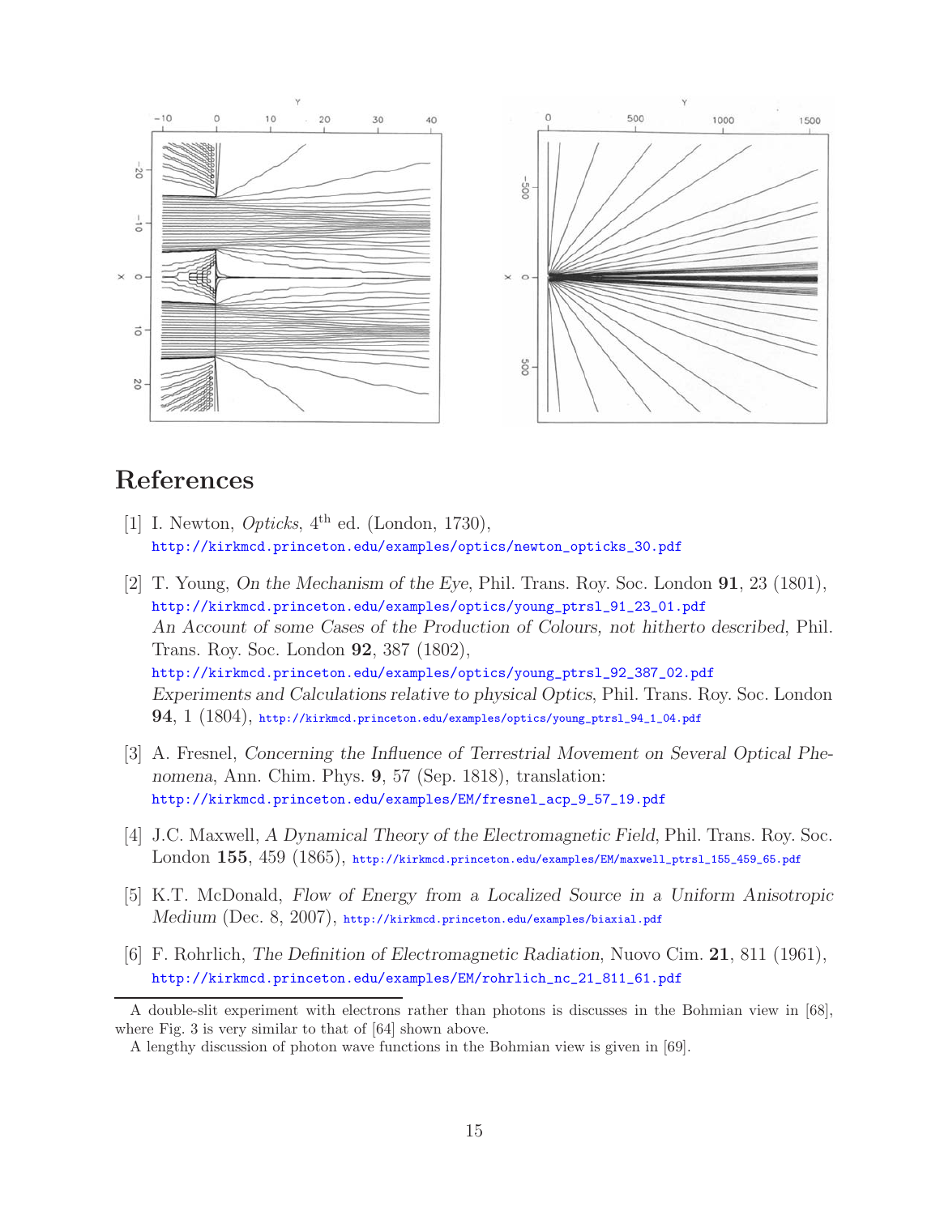## References

[1] I. Newton, *Opticks*, 4th ed. (London, 1730),
http://kirkmcd.princeton.edu/examples/optics/newton_opticks_30.pdf

[2] T. Young, *On the Mechanism of the Eye*, Phil. Trans. Roy. Soc. London **91**, 23 (1801),
http://kirkmcd.princeton.edu/examples/optics/young_ptrsl_91_23_01.pdf
*An Account of some Cases of the Production of Colours, not hitherto described*, Phil. Trans. Roy. Soc. London **92**, 387 (1802),
http://kirkmcd.princeton.edu/examples/optics/young_ptrsl_92_387_02.pdf
*Experiments and Calculations relative to physical Optics*, Phil. Trans. Roy. Soc. London **94**, 1 (1804), http://kirkmcd.princeton.edu/examples/optics/young_ptrsl_94_1_04.pdf

[3] A. Fresnel, *Concerning the Influence of Terrestrial Movement on Several Optical Phenomena*, Ann. Chim. Phys. **9**, 57 (Sep. 1818), translation:
http://kirkmcd.princeton.edu/examples/EM/fresnel_acp_9_57_19.pdf

[4] J.C. Maxwell, *A Dynamical Theory of the Electromagnetic Field*, Phil. Trans. Roy. Soc. London **155**, 459 (1865), http://kirkmcd.princeton.edu/examples/EM/maxwell_ptrsl_155_459_65.pdf

[5] K.T. McDonald, *Flow of Energy from a Localized Source in a Uniform Anisotropic Medium* (Dec. 8, 2007), http://kirkmcd.princeton.edu/examples/biaxial.pdf

[6] F. Rohrlich, *The Definition of Electromagnetic Radiation*, Nuovo Cim. **21**, 811 (1961),
http://kirkmcd.princeton.edu/examples/EM/rohrlich_nc_21_811_61.pdf

---

A double-slit experiment with electrons rather than photons is discusses in the Bohmian view in [68], where Fig. 3 is very similar to that of [64] shown above.

A lengthy discussion of photon wave functions in the Bohmian view is given in [69].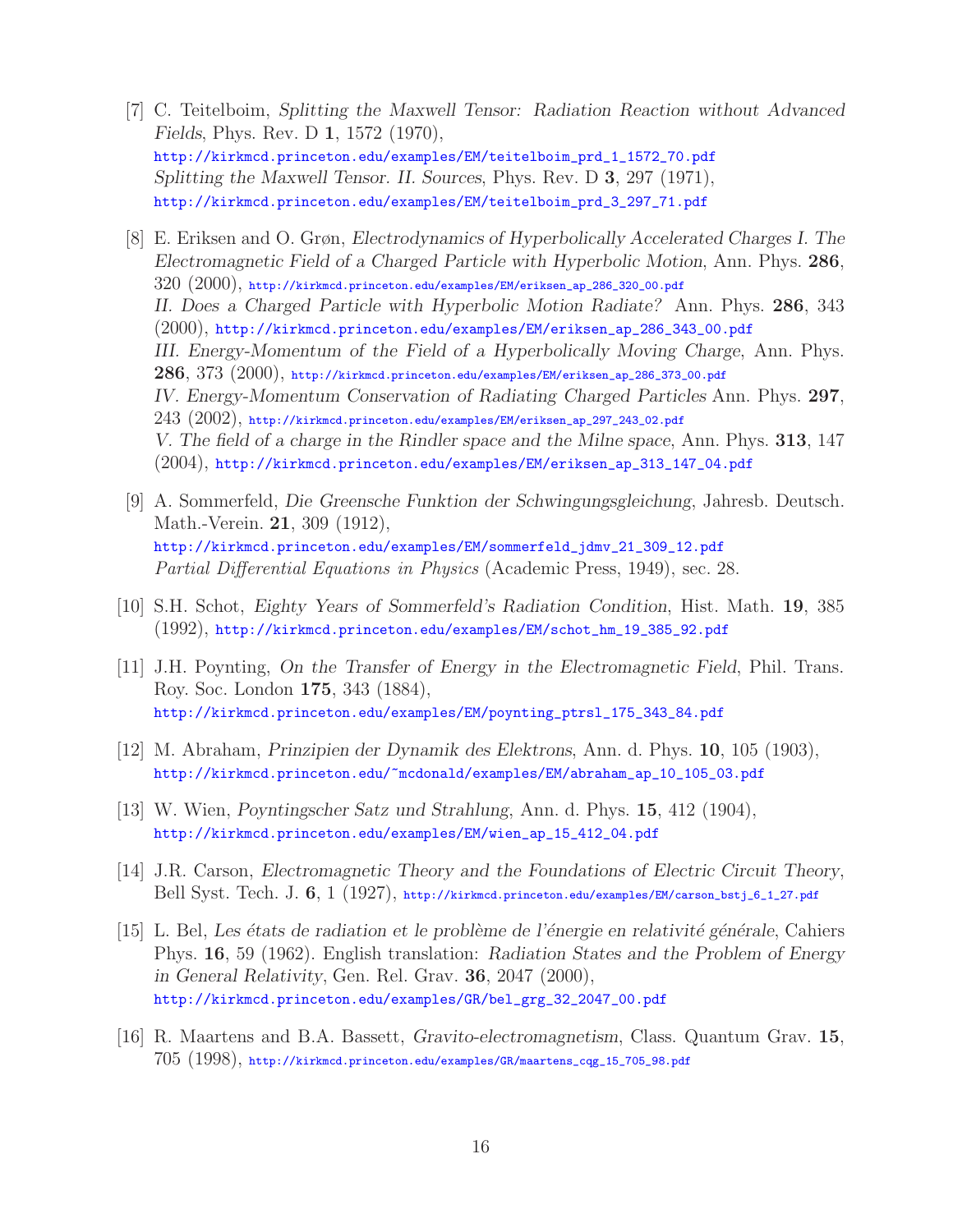[7] C. Teitelboim, *Splitting the Maxwell Tensor: Radiation Reaction without Advanced Fields*, Phys. Rev. D **1**, 1572 (1970),
http://kirkmcd.princeton.edu/examples/EM/teitelboim_prd_1_1572_70.pdf
*Splitting the Maxwell Tensor. II. Sources*, Phys. Rev. D **3**, 297 (1971),
http://kirkmcd.princeton.edu/examples/EM/teitelboim_prd_3_297_71.pdf

[8] E. Eriksen and O. Grøn, *Electrodynamics of Hyperbolically Accelerated Charges I. The Electromagnetic Field of a Charged Particle with Hyperbolic Motion*, Ann. Phys. **286**, 320 (2000), http://kirkmcd.princeton.edu/examples/EM/eriksen_ap_286_320_00.pdf
*II. Does a Charged Particle with Hyperbolic Motion Radiate?* Ann. Phys. **286**, 343 (2000), http://kirkmcd.princeton.edu/examples/EM/eriksen_ap_286_343_00.pdf
*III. Energy-Momentum of the Field of a Hyperbolically Moving Charge*, Ann. Phys. **286**, 373 (2000), http://kirkmcd.princeton.edu/examples/EM/eriksen_ap_286_373_00.pdf
*IV. Energy-Momentum Conservation of Radiating Charged Particles* Ann. Phys. **297**, 243 (2002), http://kirkmcd.princeton.edu/examples/EM/eriksen_ap_297_243_02.pdf
*V. The field of a charge in the Rindler space and the Milne space*, Ann. Phys. **313**, 147 (2004), http://kirkmcd.princeton.edu/examples/EM/eriksen_ap_313_147_04.pdf

[9] A. Sommerfeld, *Die Greensche Funktion der Schwingungsgleichung*, Jahresb. Deutsch. Math.-Verein. **21**, 309 (1912),
http://kirkmcd.princeton.edu/examples/EM/sommerfeld_jdmv_21_309_12.pdf
*Partial Differential Equations in Physics* (Academic Press, 1949), sec. 28.

[10] S.H. Schot, *Eighty Years of Sommerfeld's Radiation Condition*, Hist. Math. **19**, 385 (1992), http://kirkmcd.princeton.edu/examples/EM/schot_hm_19_385_92.pdf

[11] J.H. Poynting, *On the Transfer of Energy in the Electromagnetic Field*, Phil. Trans. Roy. Soc. London **175**, 343 (1884),
http://kirkmcd.princeton.edu/examples/EM/poynting_ptrsl_175_343_84.pdf

[12] M. Abraham, *Prinzipien der Dynamik des Elektrons*, Ann. d. Phys. **10**, 105 (1903),
http://kirkmcd.princeton.edu/~mcdonald/examples/EM/abraham_ap_10_105_03.pdf

[13] W. Wien, *Poyntingscher Satz und Strahlung*, Ann. d. Phys. **15**, 412 (1904),
http://kirkmcd.princeton.edu/examples/EM/wien_ap_15_412_04.pdf

[14] J.R. Carson, *Electromagnetic Theory and the Foundations of Electric Circuit Theory*, Bell Syst. Tech. J. **6**, 1 (1927), http://kirkmcd.princeton.edu/examples/EM/carson_bstj_6_1_27.pdf

[15] L. Bel, *Les états de radiation et le problème de l'énergie en relativité générale*, Cahiers Phys. **16**, 59 (1962). English translation: *Radiation States and the Problem of Energy in General Relativity*, Gen. Rel. Grav. **36**, 2047 (2000),
http://kirkmcd.princeton.edu/examples/GR/bel_grg_32_2047_00.pdf

[16] R. Maartens and B.A. Bassett, *Gravito-electromagnetism*, Class. Quantum Grav. **15**, 705 (1998), http://kirkmcd.princeton.edu/examples/GR/maartens_cqg_15_705_98.pdf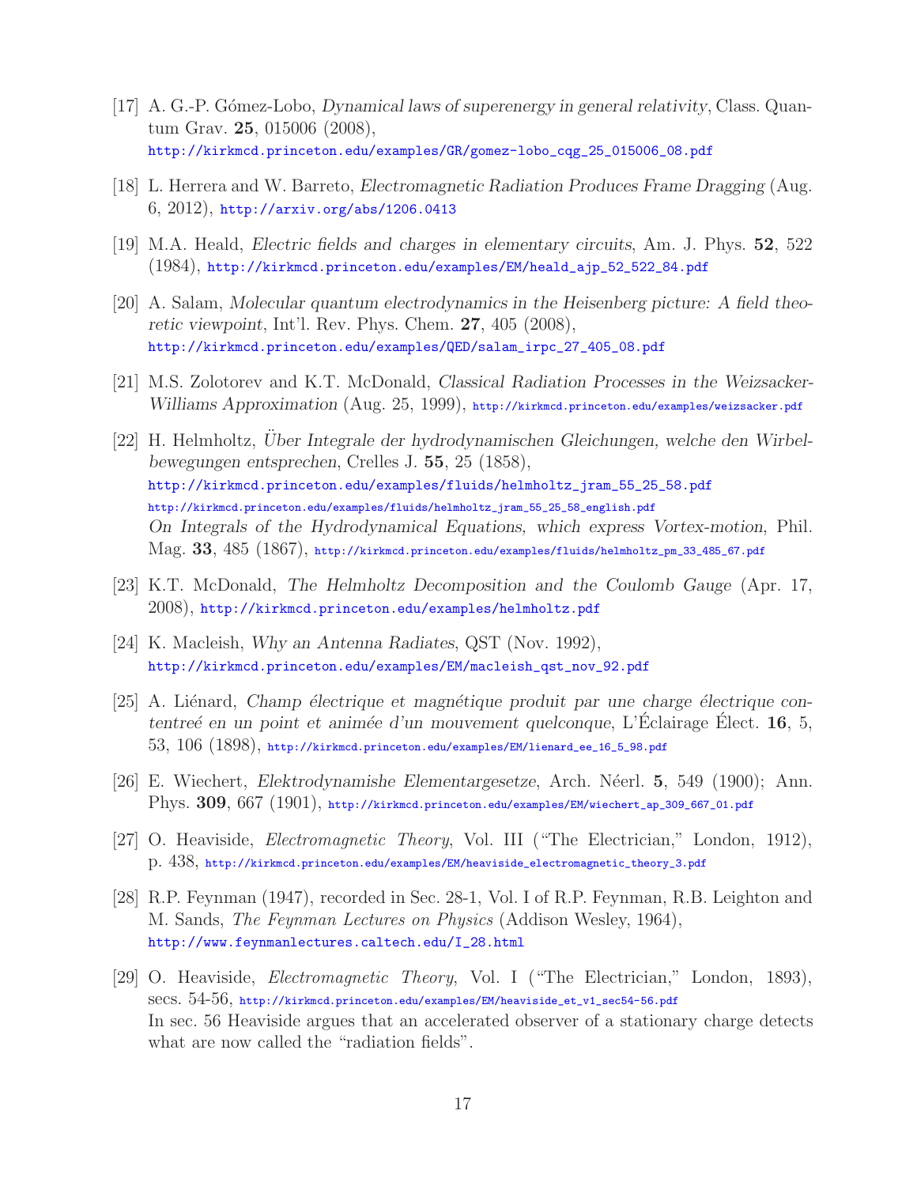[17] A. G.-P. Gómez-Lobo, *Dynamical laws of superenergy in general relativity*, Class. Quantum Grav. **25**, 015006 (2008),
http://kirkmcd.princeton.edu/examples/GR/gomez-lobo_cqg_25_015006_08.pdf

[18] L. Herrera and W. Barreto, *Electromagnetic Radiation Produces Frame Dragging* (Aug. 6, 2012), http://arxiv.org/abs/1206.0413

[19] M.A. Heald, *Electric fields and charges in elementary circuits*, Am. J. Phys. **52**, 522 (1984), http://kirkmcd.princeton.edu/examples/EM/heald_ajp_52_522_84.pdf

[20] A. Salam, *Molecular quantum electrodynamics in the Heisenberg picture: A field theoretic viewpoint*, Int'l. Rev. Phys. Chem. **27**, 405 (2008),
http://kirkmcd.princeton.edu/examples/QED/salam_irpc_27_405_08.pdf

[21] M.S. Zolotorev and K.T. McDonald, *Classical Radiation Processes in the Weizsacker-Williams Approximation* (Aug. 25, 1999), http://kirkmcd.princeton.edu/examples/weizsacker.pdf

[22] H. Helmholtz, *Über Integrale der hydrodynamischen Gleichungen, welche den Wirbelbewegungen entsprechen*, Crelles J. **55**, 25 (1858),
http://kirkmcd.princeton.edu/examples/fluids/helmholtz_jram_55_25_58.pdf
http://kirkmcd.princeton.edu/examples/fluids/helmholtz_jram_55_25_58_english.pdf
*On Integrals of the Hydrodynamical Equations, which express Vortex-motion*, Phil. Mag. **33**, 485 (1867), http://kirkmcd.princeton.edu/examples/fluids/helmholtz_pm_33_485_67.pdf

[23] K.T. McDonald, *The Helmholtz Decomposition and the Coulomb Gauge* (Apr. 17, 2008), http://kirkmcd.princeton.edu/examples/helmholtz.pdf

[24] K. Macleish, *Why an Antenna Radiates*, QST (Nov. 1992),
http://kirkmcd.princeton.edu/examples/EM/macleish_qst_nov_92.pdf

[25] A. Liénard, *Champ électrique et magnétique produit par une charge électrique contentreé en un point et animée d'un mouvement quelconque*, L'Éclairage Élect. **16**, 5, 53, 106 (1898), http://kirkmcd.princeton.edu/examples/EM/lienard_ee_16_5_98.pdf

[26] E. Wiechert, *Elektrodynamishe Elementargesetze*, Arch. Néerl. **5**, 549 (1900); Ann. Phys. **309**, 667 (1901), http://kirkmcd.princeton.edu/examples/EM/wiechert_ap_309_667_01.pdf

[27] O. Heaviside, *Electromagnetic Theory*, Vol. III ("The Electrician," London, 1912), p. 438, http://kirkmcd.princeton.edu/examples/EM/heaviside_electromagnetic_theory_3.pdf

[28] R.P. Feynman (1947), recorded in Sec. 28-1, Vol. I of R.P. Feynman, R.B. Leighton and M. Sands, *The Feynman Lectures on Physics* (Addison Wesley, 1964),
http://www.feynmanlectures.caltech.edu/I_28.html

[29] O. Heaviside, *Electromagnetic Theory*, Vol. I ("The Electrician," London, 1893), secs. 54-56, http://kirkmcd.princeton.edu/examples/EM/heaviside_et_v1_sec54-56.pdf
In sec. 56 Heaviside argues that an accelerated observer of a stationary charge detects what are now called the "radiation fields".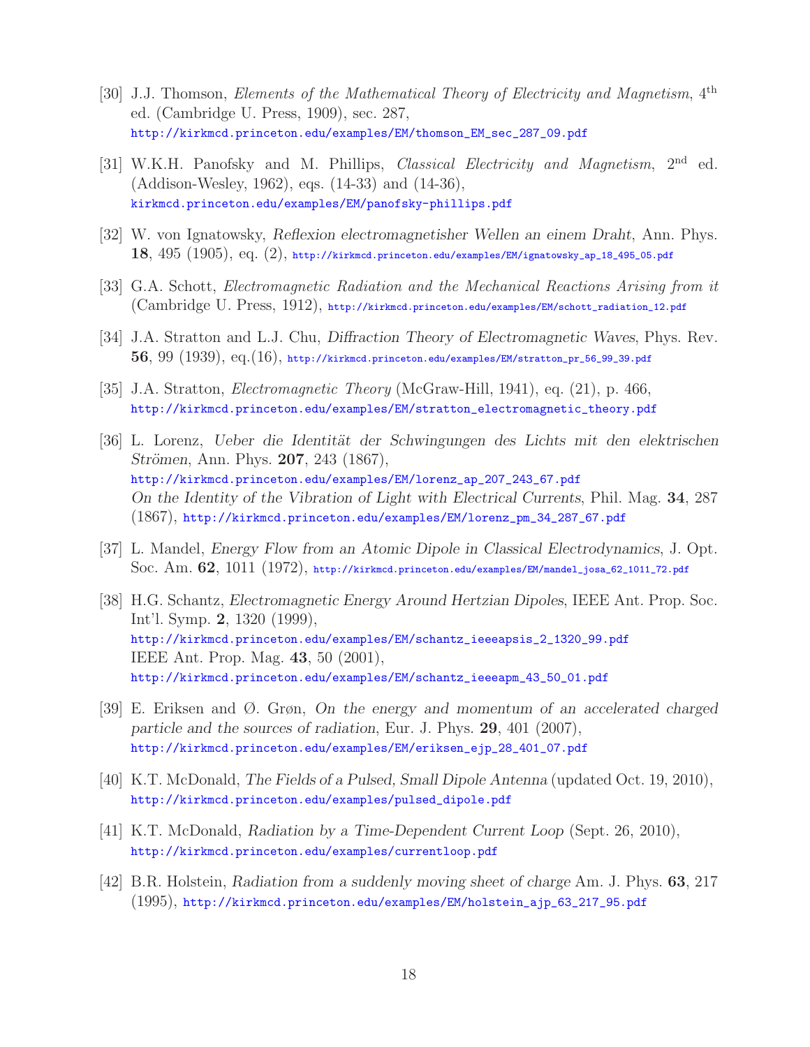[30] J.J. Thomson, *Elements of the Mathematical Theory of Electricity and Magnetism*, 4th ed. (Cambridge U. Press, 1909), sec. 287,
http://kirkmcd.princeton.edu/examples/EM/thomson_EM_sec_287_09.pdf

[31] W.K.H. Panofsky and M. Phillips, *Classical Electricity and Magnetism*, 2nd ed. (Addison-Wesley, 1962), eqs. (14-33) and (14-36),
kirkmcd.princeton.edu/examples/EM/panofsky-phillips.pdf

[32] W. von Ignatowsky, *Reflexion electromagnetisher Wellen an einem Draht*, Ann. Phys. **18**, 495 (1905), eq. (2), http://kirkmcd.princeton.edu/examples/EM/ignatowsky_ap_18_495_05.pdf

[33] G.A. Schott, *Electromagnetic Radiation and the Mechanical Reactions Arising from it* (Cambridge U. Press, 1912), http://kirkmcd.princeton.edu/examples/EM/schott_radiation_12.pdf

[34] J.A. Stratton and L.J. Chu, *Diffraction Theory of Electromagnetic Waves*, Phys. Rev. **56**, 99 (1939), eq.(16), http://kirkmcd.princeton.edu/examples/EM/stratton_pr_56_99_39.pdf

[35] J.A. Stratton, *Electromagnetic Theory* (McGraw-Hill, 1941), eq. (21), p. 466,
http://kirkmcd.princeton.edu/examples/EM/stratton_electromagnetic_theory.pdf

[36] L. Lorenz, *Ueber die Identität der Schwingungen des Lichts mit den elektrischen Strömen*, Ann. Phys. **207**, 243 (1867),
http://kirkmcd.princeton.edu/examples/EM/lorenz_ap_207_243_67.pdf
*On the Identity of the Vibration of Light with Electrical Currents*, Phil. Mag. **34**, 287 (1867), http://kirkmcd.princeton.edu/examples/EM/lorenz_pm_34_287_67.pdf

[37] L. Mandel, *Energy Flow from an Atomic Dipole in Classical Electrodynamics*, J. Opt. Soc. Am. **62**, 1011 (1972), http://kirkmcd.princeton.edu/examples/EM/mandel_josa_62_1011_72.pdf

[38] H.G. Schantz, *Electromagnetic Energy Around Hertzian Dipoles*, IEEE Ant. Prop. Soc. Int'l. Symp. **2**, 1320 (1999),
http://kirkmcd.princeton.edu/examples/EM/schantz_ieeeapsis_2_1320_99.pdf
IEEE Ant. Prop. Mag. **43**, 50 (2001),
http://kirkmcd.princeton.edu/examples/EM/schantz_ieeeapm_43_50_01.pdf

[39] E. Eriksen and Ø. Grøn, *On the energy and momentum of an accelerated charged particle and the sources of radiation*, Eur. J. Phys. **29**, 401 (2007),
http://kirkmcd.princeton.edu/examples/EM/eriksen_ejp_28_401_07.pdf

[40] K.T. McDonald, *The Fields of a Pulsed, Small Dipole Antenna* (updated Oct. 19, 2010),
http://kirkmcd.princeton.edu/examples/pulsed_dipole.pdf

[41] K.T. McDonald, *Radiation by a Time-Dependent Current Loop* (Sept. 26, 2010),
http://kirkmcd.princeton.edu/examples/currentloop.pdf

[42] B.R. Holstein, *Radiation from a suddenly moving sheet of charge* Am. J. Phys. **63**, 217 (1995), http://kirkmcd.princeton.edu/examples/EM/holstein_ajp_63_217_95.pdf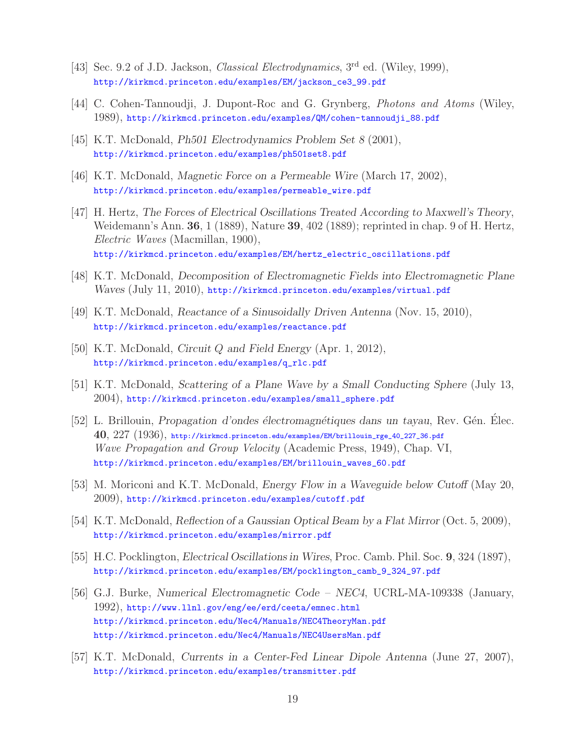[43] Sec. 9.2 of J.D. Jackson, *Classical Electrodynamics*, 3rd ed. (Wiley, 1999), http://kirkmcd.princeton.edu/examples/EM/jackson_ce3_99.pdf

[44] C. Cohen-Tannoudji, J. Dupont-Roc and G. Grynberg, *Photons and Atoms* (Wiley, 1989), http://kirkmcd.princeton.edu/examples/QM/cohen-tannoudji_88.pdf

[45] K.T. McDonald, *Ph501 Electrodynamics Problem Set 8* (2001), http://kirkmcd.princeton.edu/examples/ph501set8.pdf

[46] K.T. McDonald, *Magnetic Force on a Permeable Wire* (March 17, 2002), http://kirkmcd.princeton.edu/examples/permeable_wire.pdf

[47] H. Hertz, *The Forces of Electrical Oscillations Treated According to Maxwell's Theory*, Weidemann's Ann. **36**, 1 (1889), Nature **39**, 402 (1889); reprinted in chap. 9 of H. Hertz, *Electric Waves* (Macmillan, 1900), http://kirkmcd.princeton.edu/examples/EM/hertz_electric_oscillations.pdf

[48] K.T. McDonald, *Decomposition of Electromagnetic Fields into Electromagnetic Plane Waves* (July 11, 2010), http://kirkmcd.princeton.edu/examples/virtual.pdf

[49] K.T. McDonald, *Reactance of a Sinusoidally Driven Antenna* (Nov. 15, 2010), http://kirkmcd.princeton.edu/examples/reactance.pdf

[50] K.T. McDonald, *Circuit Q and Field Energy* (Apr. 1, 2012), http://kirkmcd.princeton.edu/examples/q_rlc.pdf

[51] K.T. McDonald, *Scattering of a Plane Wave by a Small Conducting Sphere* (July 13, 2004), http://kirkmcd.princeton.edu/examples/small_sphere.pdf

[52] L. Brillouin, *Propagation d'ondes électromagnétiques dans un tayau*, Rev. Gén. Élec. **40**, 227 (1936), http://kirkmcd.princeton.edu/examples/EM/brillouin_rge_40_227_36.pdf
*Wave Propagation and Group Velocity* (Academic Press, 1949), Chap. VI, http://kirkmcd.princeton.edu/examples/EM/brillouin_waves_60.pdf

[53] M. Moriconi and K.T. McDonald, *Energy Flow in a Waveguide below Cutoff* (May 20, 2009), http://kirkmcd.princeton.edu/examples/cutoff.pdf

[54] K.T. McDonald, *Reflection of a Gaussian Optical Beam by a Flat Mirror* (Oct. 5, 2009), http://kirkmcd.princeton.edu/examples/mirror.pdf

[55] H.C. Pocklington, *Electrical Oscillations in Wires*, Proc. Camb. Phil. Soc. **9**, 324 (1897), http://kirkmcd.princeton.edu/examples/EM/pocklington_camb_9_324_97.pdf

[56] G.J. Burke, *Numerical Electromagnetic Code – NEC4*, UCRL-MA-109338 (January, 1992), http://www.llnl.gov/eng/ee/erd/ceeta/emnec.html
http://kirkmcd.princeton.edu/Nec4/Manuals/NEC4TheoryMan.pdf
http://kirkmcd.princeton.edu/Nec4/Manuals/NEC4UsersMan.pdf

[57] K.T. McDonald, *Currents in a Center-Fed Linear Dipole Antenna* (June 27, 2007), http://kirkmcd.princeton.edu/examples/transmitter.pdf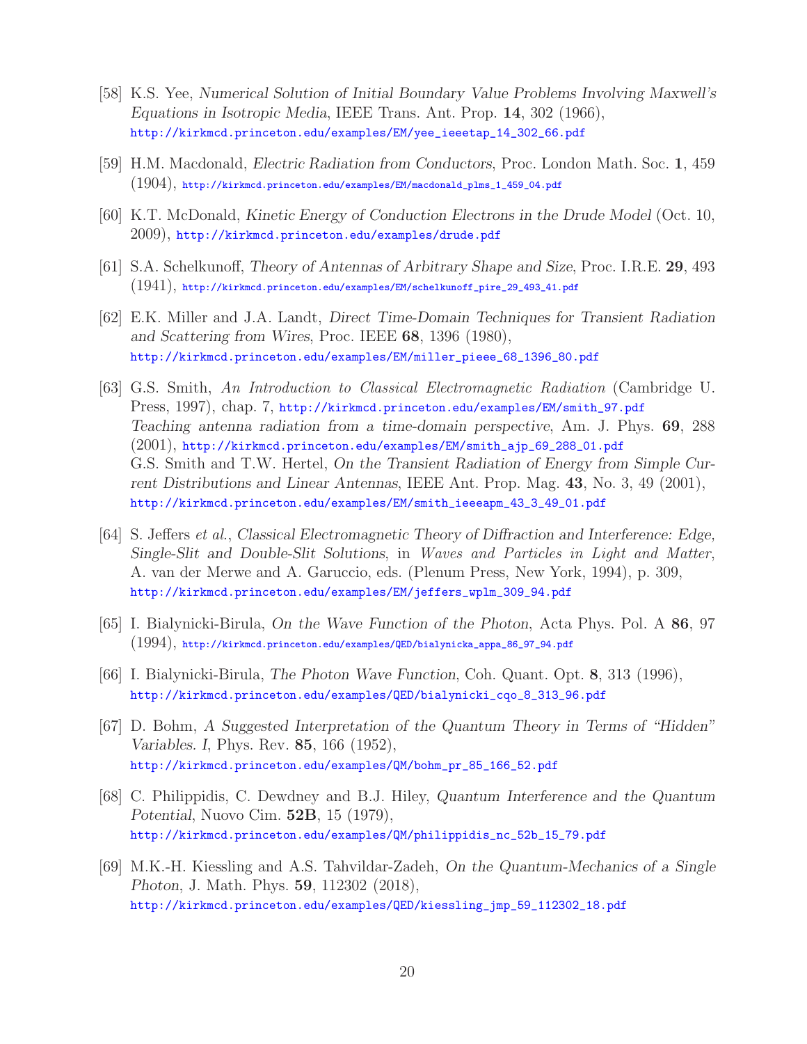[58] K.S. Yee, *Numerical Solution of Initial Boundary Value Problems Involving Maxwell's Equations in Isotropic Media*, IEEE Trans. Ant. Prop. **14**, 302 (1966), http://kirkmcd.princeton.edu/examples/EM/yee_ieeetap_14_302_66.pdf

[59] H.M. Macdonald, *Electric Radiation from Conductors*, Proc. London Math. Soc. **1**, 459 (1904), http://kirkmcd.princeton.edu/examples/EM/macdonald_plms_1_459_04.pdf

[60] K.T. McDonald, *Kinetic Energy of Conduction Electrons in the Drude Model* (Oct. 10, 2009), http://kirkmcd.princeton.edu/examples/drude.pdf

[61] S.A. Schelkunoff, *Theory of Antennas of Arbitrary Shape and Size*, Proc. I.R.E. **29**, 493 (1941), http://kirkmcd.princeton.edu/examples/EM/schelkunoff_pire_29_493_41.pdf

[62] E.K. Miller and J.A. Landt, *Direct Time-Domain Techniques for Transient Radiation and Scattering from Wires*, Proc. IEEE **68**, 1396 (1980), http://kirkmcd.princeton.edu/examples/EM/miller_pieee_68_1396_80.pdf

[63] G.S. Smith, *An Introduction to Classical Electromagnetic Radiation* (Cambridge U. Press, 1997), chap. 7, http://kirkmcd.princeton.edu/examples/EM/smith_97.pdf
*Teaching antenna radiation from a time-domain perspective*, Am. J. Phys. **69**, 288 (2001), http://kirkmcd.princeton.edu/examples/EM/smith_ajp_69_288_01.pdf
G.S. Smith and T.W. Hertel, *On the Transient Radiation of Energy from Simple Current Distributions and Linear Antennas*, IEEE Ant. Prop. Mag. **43**, No. 3, 49 (2001), http://kirkmcd.princeton.edu/examples/EM/smith_ieeeapm_43_3_49_01.pdf

[64] S. Jeffers *et al.*, *Classical Electromagnetic Theory of Diffraction and Interference: Edge, Single-Slit and Double-Slit Solutions*, in *Waves and Particles in Light and Matter*, A. van der Merwe and A. Garuccio, eds. (Plenum Press, New York, 1994), p. 309, http://kirkmcd.princeton.edu/examples/EM/jeffers_wplm_309_94.pdf

[65] I. Bialynicki-Birula, *On the Wave Function of the Photon*, Acta Phys. Pol. A **86**, 97 (1994), http://kirkmcd.princeton.edu/examples/QED/bialynicka_appa_86_97_94.pdf

[66] I. Bialynicki-Birula, *The Photon Wave Function*, Coh. Quant. Opt. **8**, 313 (1996), http://kirkmcd.princeton.edu/examples/QED/bialynicki_cqo_8_313_96.pdf

[67] D. Bohm, *A Suggested Interpretation of the Quantum Theory in Terms of "Hidden" Variables. I*, Phys. Rev. **85**, 166 (1952), http://kirkmcd.princeton.edu/examples/QM/bohm_pr_85_166_52.pdf

[68] C. Philippidis, C. Dewdney and B.J. Hiley, *Quantum Interference and the Quantum Potential*, Nuovo Cim. **52B**, 15 (1979), http://kirkmcd.princeton.edu/examples/QM/philippidis_nc_52b_15_79.pdf

[69] M.K.-H. Kiessling and A.S. Tahvildar-Zadeh, *On the Quantum-Mechanics of a Single Photon*, J. Math. Phys. **59**, 112302 (2018), http://kirkmcd.princeton.edu/examples/QED/kiessling_jmp_59_112302_18.pdf